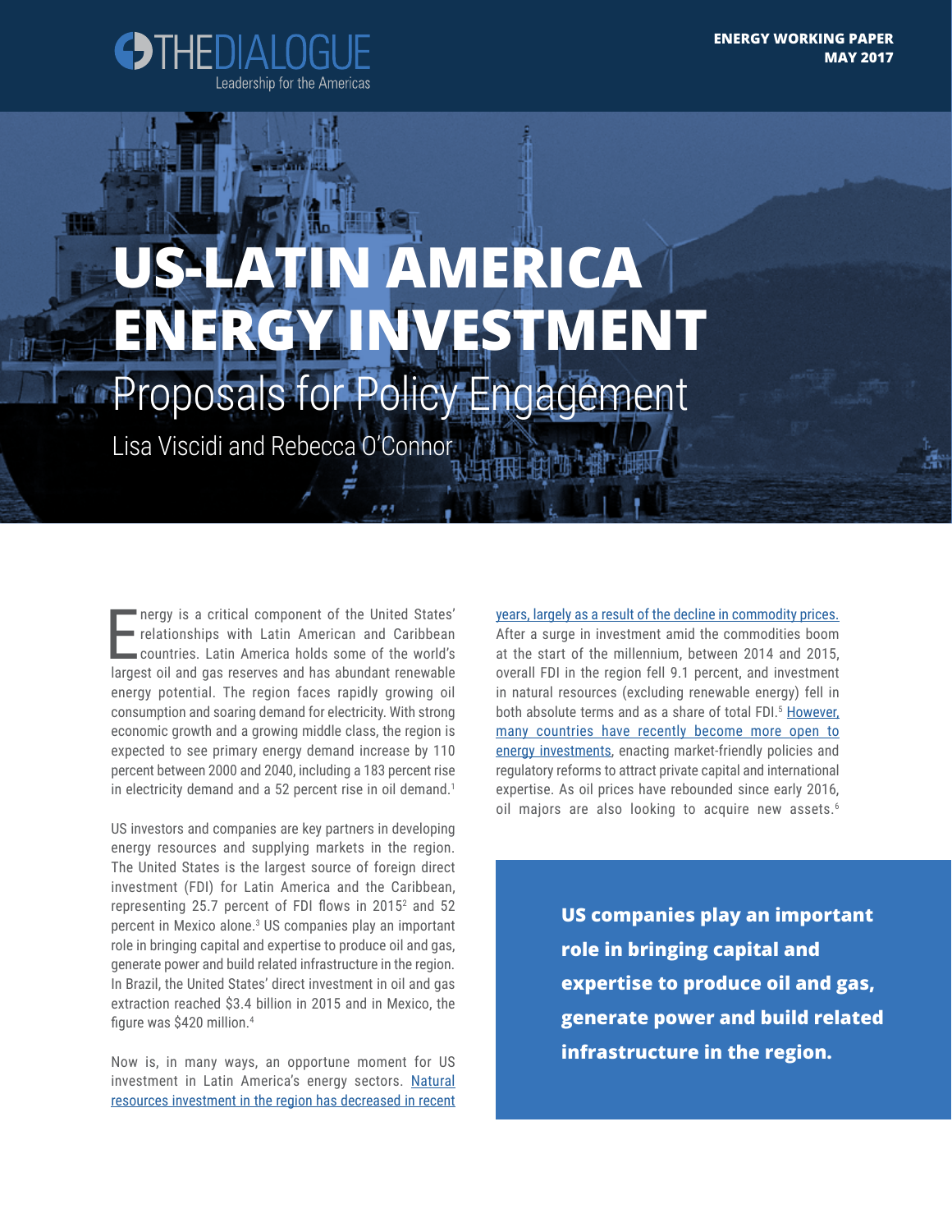THE DIALOGUE
Leadership for the Americas

**ENERGY WORKING PAPER**
**MAY 2017**

# US-LATIN AMERICA ENERGY INVESTMENT

## Proposals for Policy Engagement

Lisa Viscidi and Rebecca O'Connor

Energy is a critical component of the United States' relationships with Latin American and Caribbean countries. Latin America holds some of the world's largest oil and gas reserves and has abundant renewable energy potential. The region faces rapidly growing oil consumption and soaring demand for electricity. With strong economic growth and a growing middle class, the region is expected to see primary energy demand increase by 110 percent between 2000 and 2040, including a 183 percent rise in electricity demand and a 52 percent rise in oil demand.[1]

US investors and companies are key partners in developing energy resources and supplying markets in the region. The United States is the largest source of foreign direct investment (FDI) for Latin America and the Caribbean, representing 25.7 percent of FDI flows in 2015[2] and 52 percent in Mexico alone.[3] US companies play an important role in bringing capital and expertise to produce oil and gas, generate power and build related infrastructure in the region. In Brazil, the United States' direct investment in oil and gas extraction reached $3.4 billion in 2015 and in Mexico, the figure was $420 million.[4]

Now is, in many ways, an opportune moment for US investment in Latin America's energy sectors. Natural resources investment in the region has decreased in recent years, largely as a result of the decline in commodity prices. After a surge in investment amid the commodities boom at the start of the millennium, between 2014 and 2015, overall FDI in the region fell 9.1 percent, and investment in natural resources (excluding renewable energy) fell in both absolute terms and as a share of total FDI.[5] However, many countries have recently become more open to energy investments, enacting market-friendly policies and regulatory reforms to attract private capital and international expertise. As oil prices have rebounded since early 2016, oil majors are also looking to acquire new assets.[6]

**US companies play an important role in bringing capital and expertise to produce oil and gas, generate power and build related infrastructure in the region.**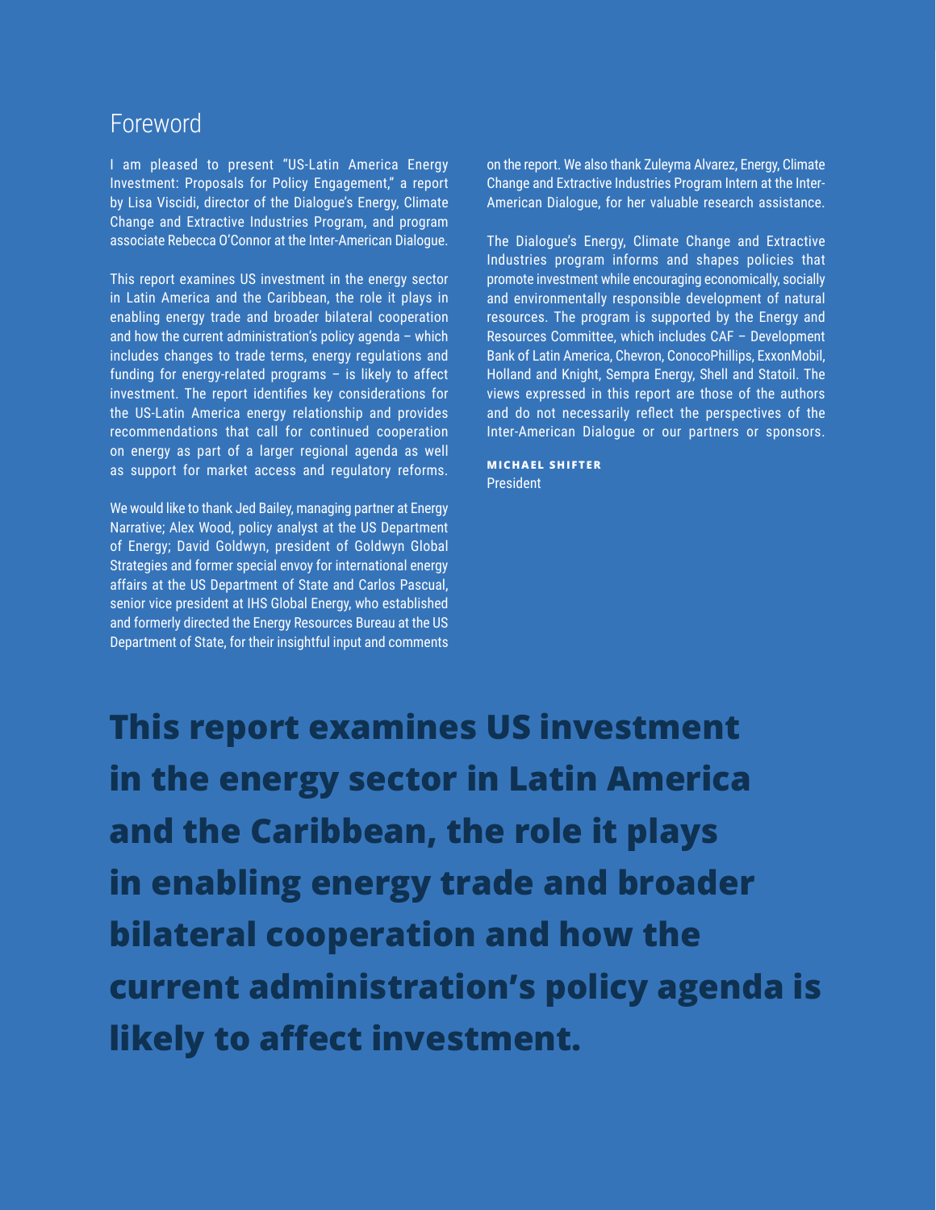## Foreword

I am pleased to present "US-Latin America Energy Investment: Proposals for Policy Engagement," a report by Lisa Viscidi, director of the Dialogue's Energy, Climate Change and Extractive Industries Program, and program associate Rebecca O'Connor at the Inter-American Dialogue.

This report examines US investment in the energy sector in Latin America and the Caribbean, the role it plays in enabling energy trade and broader bilateral cooperation and how the current administration's policy agenda – which includes changes to trade terms, energy regulations and funding for energy-related programs – is likely to affect investment. The report identifies key considerations for the US-Latin America energy relationship and provides recommendations that call for continued cooperation on energy as part of a larger regional agenda as well as support for market access and regulatory reforms.

We would like to thank Jed Bailey, managing partner at Energy Narrative; Alex Wood, policy analyst at the US Department of Energy; David Goldwyn, president of Goldwyn Global Strategies and former special envoy for international energy affairs at the US Department of State and Carlos Pascual, senior vice president at IHS Global Energy, who established and formerly directed the Energy Resources Bureau at the US Department of State, for their insightful input and comments on the report. We also thank Zuleyma Alvarez, Energy, Climate Change and Extractive Industries Program Intern at the Inter-American Dialogue, for her valuable research assistance.

The Dialogue's Energy, Climate Change and Extractive Industries program informs and shapes policies that promote investment while encouraging economically, socially and environmentally responsible development of natural resources. The program is supported by the Energy and Resources Committee, which includes CAF – Development Bank of Latin America, Chevron, ConocoPhillips, ExxonMobil, Holland and Knight, Sempra Energy, Shell and Statoil. The views expressed in this report are those of the authors and do not necessarily reflect the perspectives of the Inter-American Dialogue or our partners or sponsors.

**MICHAEL SHIFTER**
President

**This report examines US investment in the energy sector in Latin America and the Caribbean, the role it plays in enabling energy trade and broader bilateral cooperation and how the current administration's policy agenda is likely to affect investment.**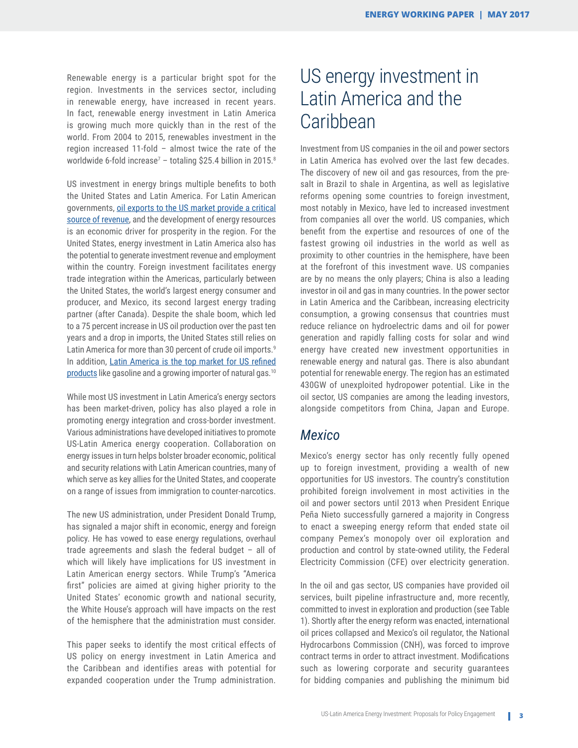Renewable energy is a particular bright spot for the region. Investments in the services sector, including in renewable energy, have increased in recent years. In fact, renewable energy investment in Latin America is growing much more quickly than in the rest of the world. From 2004 to 2015, renewables investment in the region increased 11-fold – almost twice the rate of the worldwide 6-fold increase[7] – totaling $25.4 billion in 2015.[8]

US investment in energy brings multiple benefits to both the United States and Latin America. For Latin American governments, oil exports to the US market provide a critical source of revenue, and the development of energy resources is an economic driver for prosperity in the region. For the United States, energy investment in Latin America also has the potential to generate investment revenue and employment within the country. Foreign investment facilitates energy trade integration within the Americas, particularly between the United States, the world's largest energy consumer and producer, and Mexico, its second largest energy trading partner (after Canada). Despite the shale boom, which led to a 75 percent increase in US oil production over the past ten years and a drop in imports, the United States still relies on Latin America for more than 30 percent of crude oil imports.[9] In addition, Latin America is the top market for US refined products like gasoline and a growing importer of natural gas.[10]

While most US investment in Latin America's energy sectors has been market-driven, policy has also played a role in promoting energy integration and cross-border investment. Various administrations have developed initiatives to promote US-Latin America energy cooperation. Collaboration on energy issues in turn helps bolster broader economic, political and security relations with Latin American countries, many of which serve as key allies for the United States, and cooperate on a range of issues from immigration to counter-narcotics.

The new US administration, under President Donald Trump, has signaled a major shift in economic, energy and foreign policy. He has vowed to ease energy regulations, overhaul trade agreements and slash the federal budget – all of which will likely have implications for US investment in Latin American energy sectors. While Trump's "America first" policies are aimed at giving higher priority to the United States' economic growth and national security, the White House's approach will have impacts on the rest of the hemisphere that the administration must consider.

This paper seeks to identify the most critical effects of US policy on energy investment in Latin America and the Caribbean and identifies areas with potential for expanded cooperation under the Trump administration.

# US energy investment in Latin America and the Caribbean

Investment from US companies in the oil and power sectors in Latin America has evolved over the last few decades. The discovery of new oil and gas resources, from the pre-salt in Brazil to shale in Argentina, as well as legislative reforms opening some countries to foreign investment, most notably in Mexico, have led to increased investment from companies all over the world. US companies, which benefit from the expertise and resources of one of the fastest growing oil industries in the world as well as proximity to other countries in the hemisphere, have been at the forefront of this investment wave. US companies are by no means the only players; China is also a leading investor in oil and gas in many countries. In the power sector in Latin America and the Caribbean, increasing electricity consumption, a growing consensus that countries must reduce reliance on hydroelectric dams and oil for power generation and rapidly falling costs for solar and wind energy have created new investment opportunities in renewable energy and natural gas. There is also abundant potential for renewable energy. The region has an estimated 430GW of unexploited hydropower potential. Like in the oil sector, US companies are among the leading investors, alongside competitors from China, Japan and Europe.

## *Mexico*

Mexico's energy sector has only recently fully opened up to foreign investment, providing a wealth of new opportunities for US investors. The country's constitution prohibited foreign involvement in most activities in the oil and power sectors until 2013 when President Enrique Peña Nieto successfully garnered a majority in Congress to enact a sweeping energy reform that ended state oil company Pemex's monopoly over oil exploration and production and control by state-owned utility, the Federal Electricity Commission (CFE) over electricity generation.

In the oil and gas sector, US companies have provided oil services, built pipeline infrastructure and, more recently, committed to invest in exploration and production (see Table 1). Shortly after the energy reform was enacted, international oil prices collapsed and Mexico's oil regulator, the National Hydrocarbons Commission (CNH), was forced to improve contract terms in order to attract investment. Modifications such as lowering corporate and security guarantees for bidding companies and publishing the minimum bid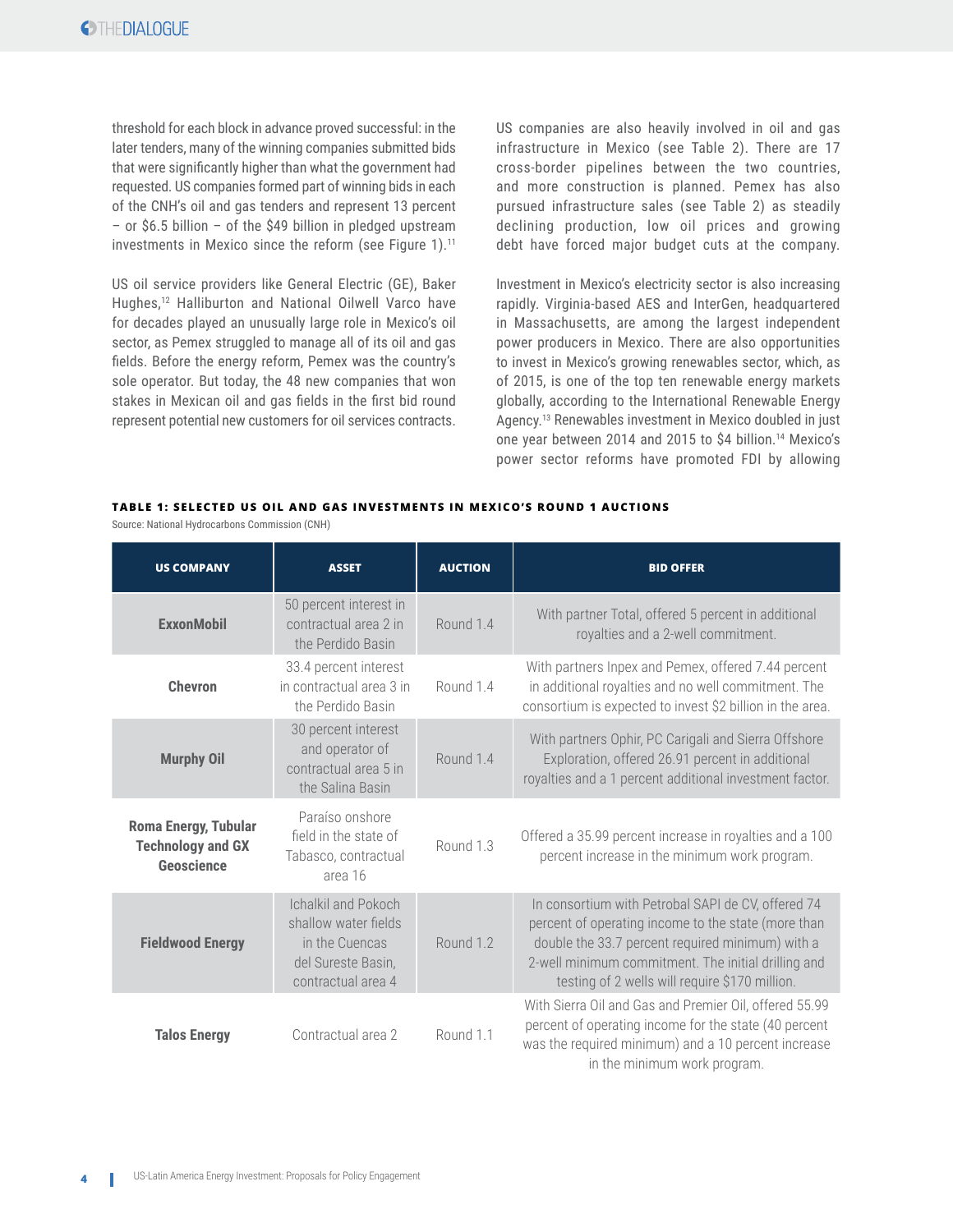threshold for each block in advance proved successful: in the later tenders, many of the winning companies submitted bids that were significantly higher than what the government had requested. US companies formed part of winning bids in each of the CNH's oil and gas tenders and represent 13 percent – or $6.5 billion – of the $49 billion in pledged upstream investments in Mexico since the reform (see Figure 1).[11]

US oil service providers like General Electric (GE), Baker Hughes,[12] Halliburton and National Oilwell Varco have for decades played an unusually large role in Mexico's oil sector, as Pemex struggled to manage all of its oil and gas fields. Before the energy reform, Pemex was the country's sole operator. But today, the 48 new companies that won stakes in Mexican oil and gas fields in the first bid round represent potential new customers for oil services contracts.

US companies are also heavily involved in oil and gas infrastructure in Mexico (see Table 2). There are 17 cross-border pipelines between the two countries, and more construction is planned. Pemex has also pursued infrastructure sales (see Table 2) as steadily declining production, low oil prices and growing debt have forced major budget cuts at the company.

Investment in Mexico's electricity sector is also increasing rapidly. Virginia-based AES and InterGen, headquartered in Massachusetts, are among the largest independent power producers in Mexico. There are also opportunities to invest in Mexico's growing renewables sector, which, as of 2015, is one of the top ten renewable energy markets globally, according to the International Renewable Energy Agency.[13] Renewables investment in Mexico doubled in just one year between 2014 and 2015 to $4 billion.[14] Mexico's power sector reforms have promoted FDI by allowing

**TABLE 1: SELECTED US OIL AND GAS INVESTMENTS IN MEXICO'S ROUND 1 AUCTIONS**

Source: National Hydrocarbons Commission (CNH)

| US COMPANY | ASSET | AUCTION | BID OFFER |
|---|---|---|---|
| **ExxonMobil** | 50 percent interest in contractual area 2 in the Perdido Basin | Round 1.4 | With partner Total, offered 5 percent in additional royalties and a 2-well commitment. |
| **Chevron** | 33.4 percent interest in contractual area 3 in the Perdido Basin | Round 1.4 | With partners Inpex and Pemex, offered 7.44 percent in additional royalties and no well commitment. The consortium is expected to invest $2 billion in the area. |
| **Murphy Oil** | 30 percent interest and operator of contractual area 5 in the Salina Basin | Round 1.4 | With partners Ophir, PC Carigali and Sierra Offshore Exploration, offered 26.91 percent in additional royalties and a 1 percent additional investment factor. |
| **Roma Energy, Tubular Technology and GX Geoscience** | Paraíso onshore field in the state of Tabasco, contractual area 16 | Round 1.3 | Offered a 35.99 percent increase in royalties and a 100 percent increase in the minimum work program. |
| **Fieldwood Energy** | Ichalkil and Pokoch shallow water fields in the Cuencas del Sureste Basin, contractual area 4 | Round 1.2 | In consortium with Petrobal SAPI de CV, offered 74 percent of operating income to the state (more than double the 33.7 percent required minimum) with a 2-well minimum commitment. The initial drilling and testing of 2 wells will require $170 million. |
| **Talos Energy** | Contractual area 2 | Round 1.1 | With Sierra Oil and Gas and Premier Oil, offered 55.99 percent of operating income for the state (40 percent was the required minimum) and a 10 percent increase in the minimum work program. |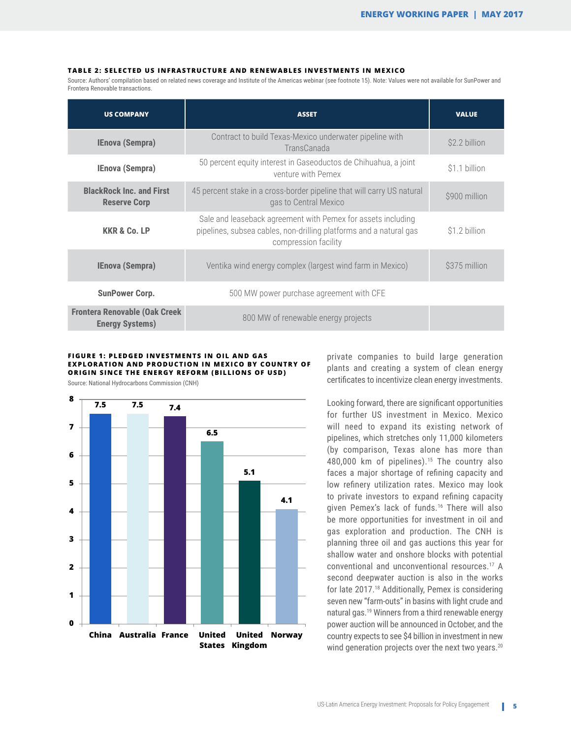**TABLE 2: SELECTED US INFRASTRUCTURE AND RENEWABLES INVESTMENTS IN MEXICO**

Source: Authors' compilation based on related news coverage and Institute of the Americas webinar (see footnote 15). Note: Values were not available for SunPower and Frontera Renovable transactions.

| US COMPANY | ASSET | VALUE |
|---|---|---|
| IEnova (Sempra) | Contract to build Texas-Mexico underwater pipeline with TransCanada | $2.2 billion |
| IEnova (Sempra) | 50 percent equity interest in Gaseoductos de Chihuahua, a joint venture with Pemex | $1.1 billion |
| BlackRock Inc. and First Reserve Corp | 45 percent stake in a cross-border pipeline that will carry US natural gas to Central Mexico | $900 million |
| KKR & Co. LP | Sale and leaseback agreement with Pemex for assets including pipelines, subsea cables, non-drilling platforms and a natural gas compression facility | $1.2 billion |
| IEnova (Sempra) | Ventika wind energy complex (largest wind farm in Mexico) | $375 million |
| SunPower Corp. | 500 MW power purchase agreement with CFE | |
| Frontera Renovable (Oak Creek Energy Systems) | 800 MW of renewable energy projects | |

**FIGURE 1: PLEDGED INVESTMENTS IN OIL AND GAS EXPLORATION AND PRODUCTION IN MEXICO BY COUNTRY OF ORIGIN SINCE THE ENERGY REFORM (BILLIONS OF USD)**

Source: National Hydrocarbons Commission (CNH)

| Country | Value |
|---|---|
| China | 7.5 |
| Australia | 7.5 |
| France | 7.4 |
| United States | 6.5 |
| United Kingdom | 5.1 |
| Norway | 4.1 |

private companies to build large generation plants and creating a system of clean energy certificates to incentivize clean energy investments.

Looking forward, there are significant opportunities for further US investment in Mexico. Mexico will need to expand its existing network of pipelines, which stretches only 11,000 kilometers (by comparison, Texas alone has more than 480,000 km of pipelines).[15] The country also faces a major shortage of refining capacity and low refinery utilization rates. Mexico may look to private investors to expand refining capacity given Pemex's lack of funds.[16] There will also be more opportunities for investment in oil and gas exploration and production. The CNH is planning three oil and gas auctions this year for shallow water and onshore blocks with potential conventional and unconventional resources.[17] A second deepwater auction is also in the works for late 2017.[18] Additionally, Pemex is considering seven new "farm-outs" in basins with light crude and natural gas.[19] Winners from a third renewable energy power auction will be announced in October, and the country expects to see $4 billion in investment in new wind generation projects over the next two years.[20]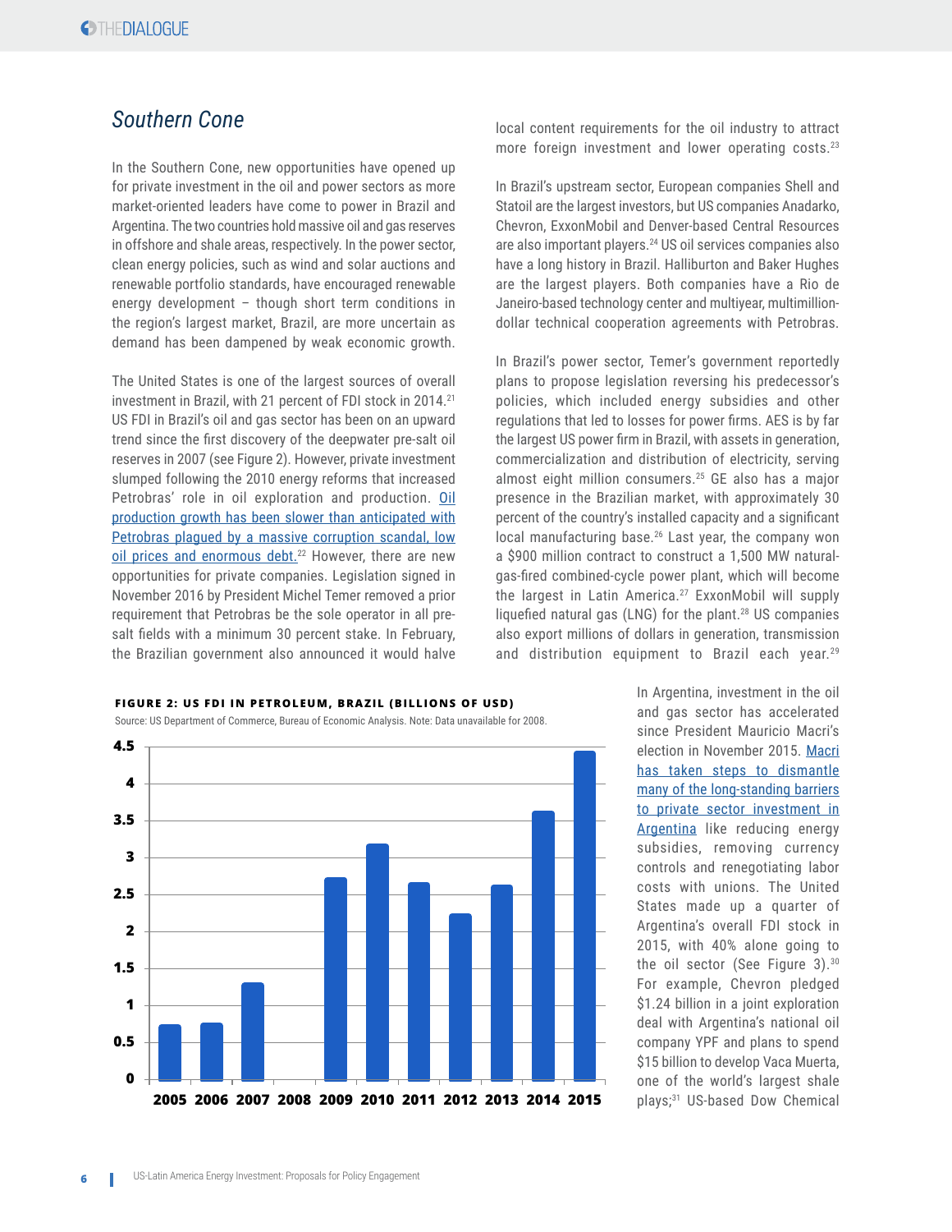## *Southern Cone*

In the Southern Cone, new opportunities have opened up for private investment in the oil and power sectors as more market-oriented leaders have come to power in Brazil and Argentina. The two countries hold massive oil and gas reserves in offshore and shale areas, respectively. In the power sector, clean energy policies, such as wind and solar auctions and renewable portfolio standards, have encouraged renewable energy development – though short term conditions in the region's largest market, Brazil, are more uncertain as demand has been dampened by weak economic growth.

The United States is one of the largest sources of overall investment in Brazil, with 21 percent of FDI stock in 2014.[21] US FDI in Brazil's oil and gas sector has been on an upward trend since the first discovery of the deepwater pre-salt oil reserves in 2007 (see Figure 2). However, private investment slumped following the 2010 energy reforms that increased Petrobras' role in oil exploration and production. Oil production growth has been slower than anticipated with Petrobras plagued by a massive corruption scandal, low oil prices and enormous debt.[22] However, there are new opportunities for private companies. Legislation signed in November 2016 by President Michel Temer removed a prior requirement that Petrobras be the sole operator in all pre-salt fields with a minimum 30 percent stake. In February, the Brazilian government also announced it would halve local content requirements for the oil industry to attract more foreign investment and lower operating costs.[23]

In Brazil's upstream sector, European companies Shell and Statoil are the largest investors, but US companies Anadarko, Chevron, ExxonMobil and Denver-based Central Resources are also important players.[24] US oil services companies also have a long history in Brazil. Halliburton and Baker Hughes are the largest players. Both companies have a Rio de Janeiro-based technology center and multiyear, multimillion-dollar technical cooperation agreements with Petrobras.

In Brazil's power sector, Temer's government reportedly plans to propose legislation reversing his predecessor's policies, which included energy subsidies and other regulations that led to losses for power firms. AES is by far the largest US power firm in Brazil, with assets in generation, commercialization and distribution of electricity, serving almost eight million consumers.[25] GE also has a major presence in the Brazilian market, with approximately 30 percent of the country's installed capacity and a significant local manufacturing base.[26] Last year, the company won a $900 million contract to construct a 1,500 MW natural-gas-fired combined-cycle power plant, which will become the largest in Latin America.[27] ExxonMobil will supply liquefied natural gas (LNG) for the plant.[28] US companies also export millions of dollars in generation, transmission and distribution equipment to Brazil each year.[29]

**FIGURE 2: US FDI IN PETROLEUM, BRAZIL (BILLIONS OF USD)**

Source: US Department of Commerce, Bureau of Economic Analysis. Note: Data unavailable for 2008.

In Argentina, investment in the oil and gas sector has accelerated since President Mauricio Macri's election in November 2015. Macri has taken steps to dismantle many of the long-standing barriers to private sector investment in Argentina like reducing energy subsidies, removing currency controls and renegotiating labor costs with unions. The United States made up a quarter of Argentina's overall FDI stock in 2015, with 40% alone going to the oil sector (See Figure 3).[30] For example, Chevron pledged $1.24 billion in a joint exploration deal with Argentina's national oil company YPF and plans to spend $15 billion to develop Vaca Muerta, one of the world's largest shale plays;[31] US-based Dow Chemical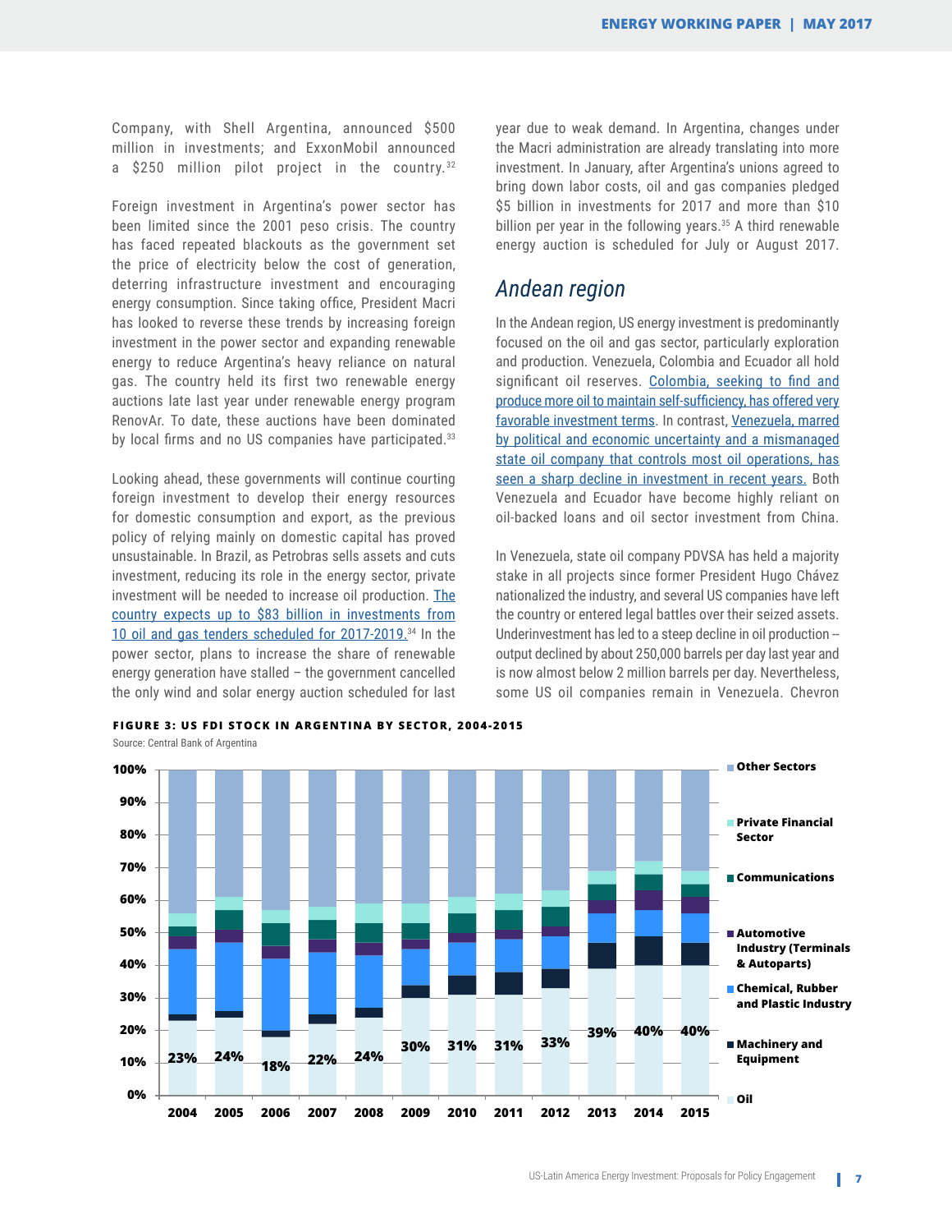Company, with Shell Argentina, announced $500 million in investments; and ExxonMobil announced a $250 million pilot project in the country.[32]

Foreign investment in Argentina's power sector has been limited since the 2001 peso crisis. The country has faced repeated blackouts as the government set the price of electricity below the cost of generation, deterring infrastructure investment and encouraging energy consumption. Since taking office, President Macri has looked to reverse these trends by increasing foreign investment in the power sector and expanding renewable energy to reduce Argentina's heavy reliance on natural gas. The country held its first two renewable energy auctions late last year under renewable energy program RenovAr. To date, these auctions have been dominated by local firms and no US companies have participated.[33]

Looking ahead, these governments will continue courting foreign investment to develop their energy resources for domestic consumption and export, as the previous policy of relying mainly on domestic capital has proved unsustainable. In Brazil, as Petrobras sells assets and cuts investment, reducing its role in the energy sector, private investment will be needed to increase oil production. The country expects up to $83 billion in investments from 10 oil and gas tenders scheduled for 2017-2019.[34] In the power sector, plans to increase the share of renewable energy generation have stalled – the government cancelled the only wind and solar energy auction scheduled for last year due to weak demand. In Argentina, changes under the Macri administration are already translating into more investment. In January, after Argentina's unions agreed to bring down labor costs, oil and gas companies pledged $5 billion in investments for 2017 and more than $10 billion per year in the following years.[35] A third renewable energy auction is scheduled for July or August 2017.

## Andean region

In the Andean region, US energy investment is predominantly focused on the oil and gas sector, particularly exploration and production. Venezuela, Colombia and Ecuador all hold significant oil reserves. Colombia, seeking to find and produce more oil to maintain self-sufficiency, has offered very favorable investment terms. In contrast, Venezuela, marred by political and economic uncertainty and a mismanaged state oil company that controls most oil operations, has seen a sharp decline in investment in recent years. Both Venezuela and Ecuador have become highly reliant on oil-backed loans and oil sector investment from China.

In Venezuela, state oil company PDVSA has held a majority stake in all projects since former President Hugo Chávez nationalized the industry, and several US companies have left the country or entered legal battles over their seized assets. Underinvestment has led to a steep decline in oil production -- output declined by about 250,000 barrels per day last year and is now almost below 2 million barrels per day. Nevertheless, some US oil companies remain in Venezuela. Chevron

**FIGURE 3: US FDI STOCK IN ARGENTINA BY SECTOR, 2004-2015**

Source: Central Bank of Argentina

| Year | 2004 | 2005 | 2006 | 2007 | 2008 | 2009 | 2010 | 2011 | 2012 | 2013 | 2014 | 2015 |
|---|---|---|---|---|---|---|---|---|---|---|---|---|
| Oil | 23% | 24% | 18% | 22% | 24% | 30% | 31% | 31% | 33% | 39% | 40% | 40% |

Legend: Other Sectors; Private Financial Sector; Communications; Automotive Industry (Terminals & Autoparts); Chemical, Rubber and Plastic Industry; Machinery and Equipment; Oil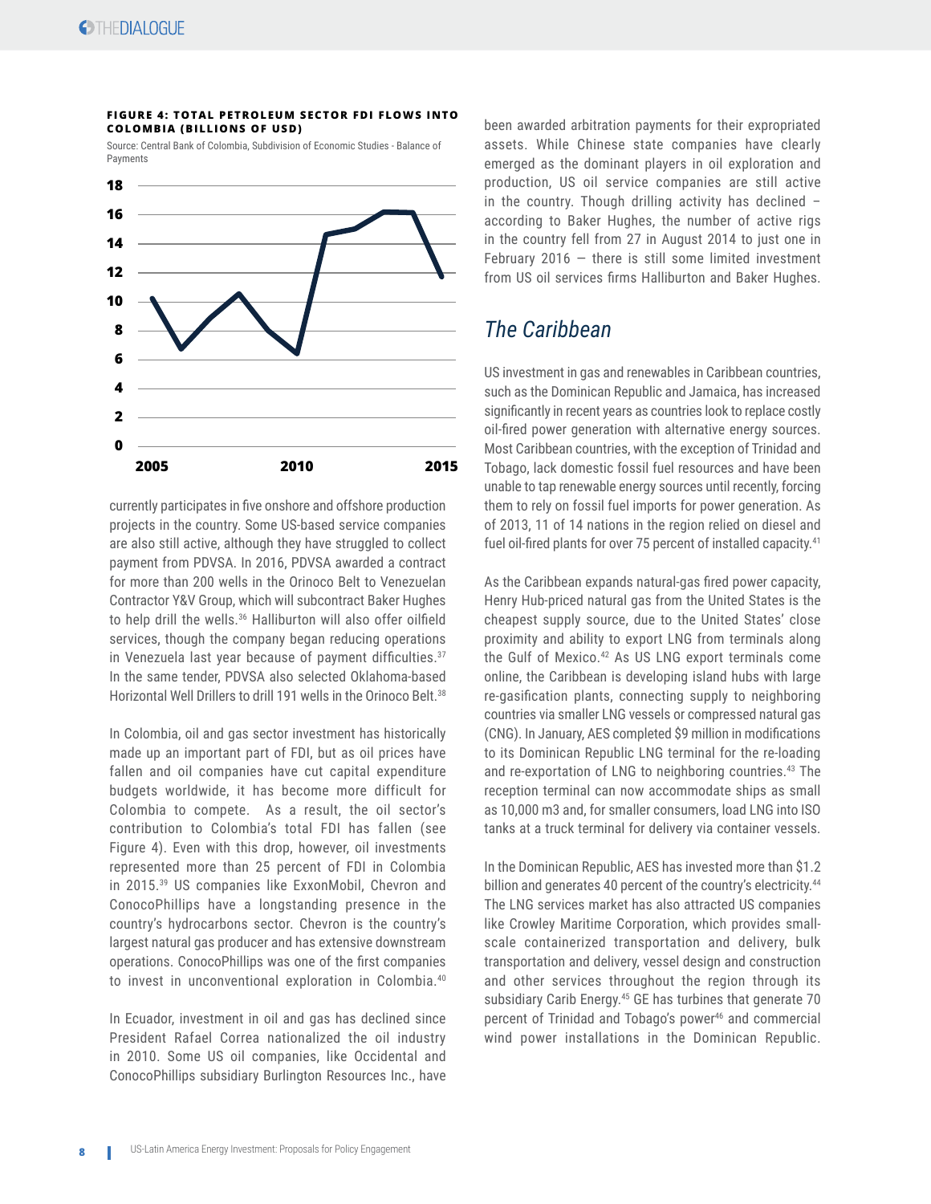**FIGURE 4: TOTAL PETROLEUM SECTOR FDI FLOWS INTO COLOMBIA (BILLIONS OF USD)**

Source: Central Bank of Colombia, Subdivision of Economic Studies - Balance of Payments

currently participates in five onshore and offshore production projects in the country. Some US-based service companies are also still active, although they have struggled to collect payment from PDVSA. In 2016, PDVSA awarded a contract for more than 200 wells in the Orinoco Belt to Venezuelan Contractor Y&V Group, which will subcontract Baker Hughes to help drill the wells.[36] Halliburton will also offer oilfield services, though the company began reducing operations in Venezuela last year because of payment difficulties.[37] In the same tender, PDVSA also selected Oklahoma-based Horizontal Well Drillers to drill 191 wells in the Orinoco Belt.[38]

In Colombia, oil and gas sector investment has historically made up an important part of FDI, but as oil prices have fallen and oil companies have cut capital expenditure budgets worldwide, it has become more difficult for Colombia to compete. As a result, the oil sector's contribution to Colombia's total FDI has fallen (see Figure 4). Even with this drop, however, oil investments represented more than 25 percent of FDI in Colombia in 2015.[39] US companies like ExxonMobil, Chevron and ConocoPhillips have a longstanding presence in the country. Chevron is the country's largest natural gas producer and has extensive downstream operations. ConocoPhillips was one of the first companies to invest in unconventional exploration in Colombia.[40]

In Ecuador, investment in oil and gas has declined since President Rafael Correa nationalized the oil industry in 2010. Some US oil companies, like Occidental and ConocoPhillips subsidiary Burlington Resources Inc., have been awarded arbitration payments for their expropriated assets. While Chinese state companies have clearly emerged as the dominant players in oil exploration and production, US oil service companies are still active in the country. Though drilling activity has declined – according to Baker Hughes, the number of active rigs in the country fell from 27 in August 2014 to just one in February 2016 — there is still some limited investment from US oil services firms Halliburton and Baker Hughes.

## *The Caribbean*

US investment in gas and renewables in Caribbean countries, such as the Dominican Republic and Jamaica, has increased significantly in recent years as countries look to replace costly oil-fired power generation with alternative energy sources. Most Caribbean countries, with the exception of Trinidad and Tobago, lack domestic fossil fuel resources and have been unable to tap renewable energy sources until recently, forcing them to rely on fossil fuel imports for power generation. As of 2013, 11 of 14 nations in the region relied on diesel and fuel oil-fired plants for over 75 percent of installed capacity.[41]

As the Caribbean expands natural-gas fired power capacity, Henry Hub-priced natural gas from the United States is the cheapest supply source, due to the United States' close proximity and ability to export LNG from terminals along the Gulf of Mexico.[42] As US LNG export terminals come online, the Caribbean is developing island hubs with large re-gasification plants, connecting supply to neighboring countries via smaller LNG vessels or compressed natural gas (CNG). In January, AES completed $9 million in modifications to its Dominican Republic LNG terminal for the re-loading and re-exportation of LNG to neighboring countries.[43] The reception terminal can now accommodate ships as small as 10,000 m3 and, for smaller consumers, load LNG into ISO tanks at a truck terminal for delivery via container vessels.

In the Dominican Republic, AES has invested more than $1.2 billion and generates 40 percent of the country's electricity.[44] The LNG services market has also attracted US companies like Crowley Maritime Corporation, which provides small-scale containerized transportation and delivery, bulk transportation and delivery, vessel design and construction and other services throughout the region through its subsidiary Carib Energy.[45] GE has turbines that generate 70 percent of Trinidad and Tobago's power[46] and commercial wind power installations in the Dominican Republic.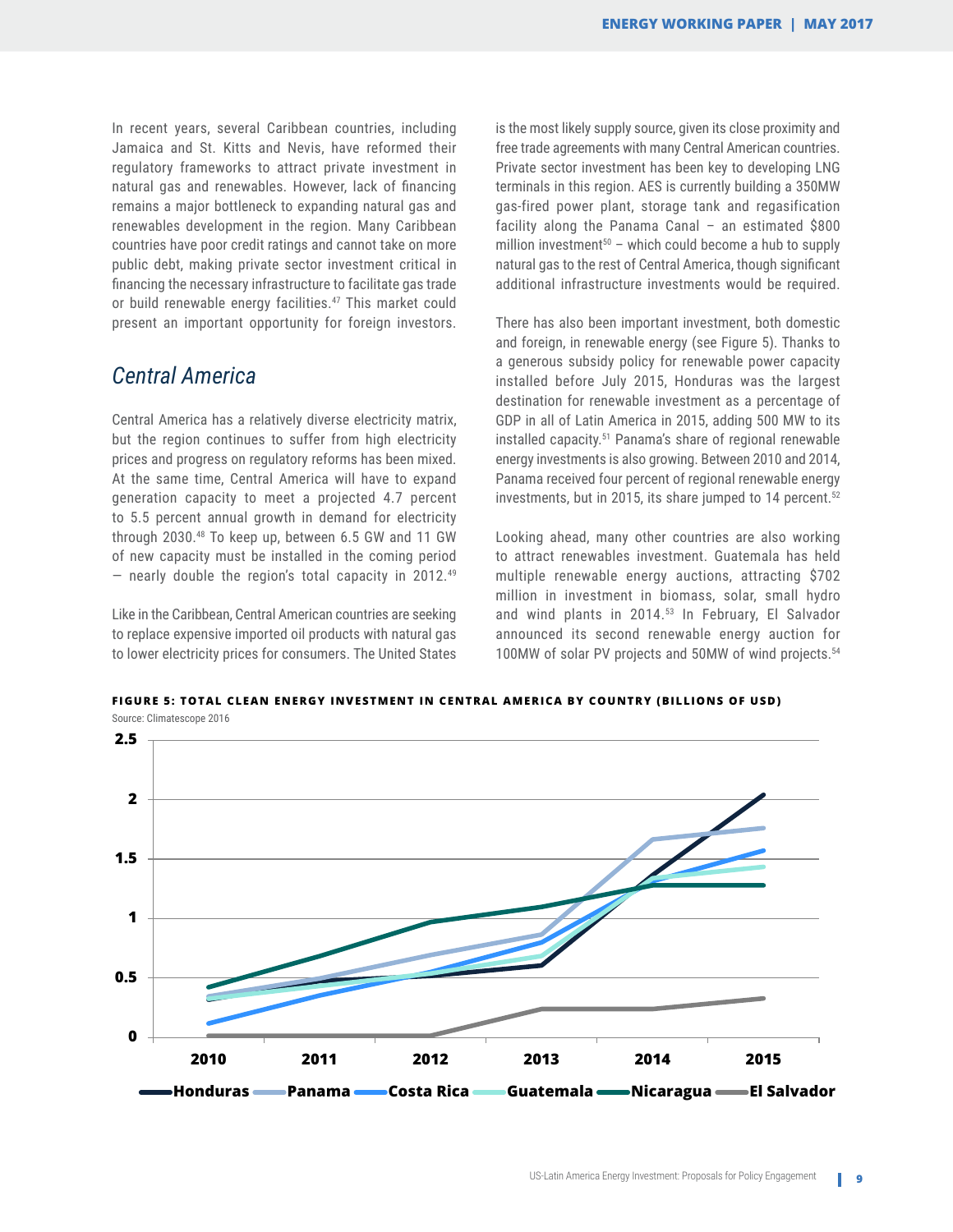In recent years, several Caribbean countries, including Jamaica and St. Kitts and Nevis, have reformed their regulatory frameworks to attract private investment in natural gas and renewables. However, lack of financing remains a major bottleneck to expanding natural gas and renewables development in the region. Many Caribbean countries have poor credit ratings and cannot take on more public debt, making private sector investment critical in financing the necessary infrastructure to facilitate gas trade or build renewable energy facilities.[47] This market could present an important opportunity for foreign investors.

## *Central America*

Central America has a relatively diverse electricity matrix, but the region continues to suffer from high electricity prices and progress on regulatory reforms has been mixed. At the same time, Central America will have to expand generation capacity to meet a projected 4.7 percent to 5.5 percent annual growth in demand for electricity through 2030.[48] To keep up, between 6.5 GW and 11 GW of new capacity must be installed in the coming period — nearly double the region's total capacity in 2012.[49]

Like in the Caribbean, Central American countries are seeking to replace expensive imported oil products with natural gas to lower electricity prices for consumers. The United States is the most likely supply source, given its close proximity and free trade agreements with many Central American countries. Private sector investment has been key to developing LNG terminals in this region. AES is currently building a 350MW gas-fired power plant, storage tank and regasification facility along the Panama Canal – an estimated $800 million investment[50] – which could become a hub to supply natural gas to the rest of Central America, though significant additional infrastructure investments would be required.

There has also been important investment, both domestic and foreign, in renewable energy (see Figure 5). Thanks to a generous subsidy policy for renewable power capacity installed before July 2015, Honduras was the largest destination for renewable investment as a percentage of GDP in all of Latin America in 2015, adding 500 MW to its installed capacity.[51] Panama's share of regional renewable energy investments is also growing. Between 2010 and 2014, Panama received four percent of regional renewable energy investments, but in 2015, its share jumped to 14 percent.[52]

Looking ahead, many other countries are also working to attract renewables investment. Guatemala has held multiple renewable energy auctions, attracting $702 million in investment in biomass, solar, small hydro and wind plants in 2014.[53] In February, El Salvador announced its second renewable energy auction for 100MW of solar PV projects and 50MW of wind projects.[54]

**FIGURE 5: TOTAL CLEAN ENERGY INVESTMENT IN CENTRAL AMERICA BY COUNTRY (BILLIONS OF USD)**

Source: Climatescope 2016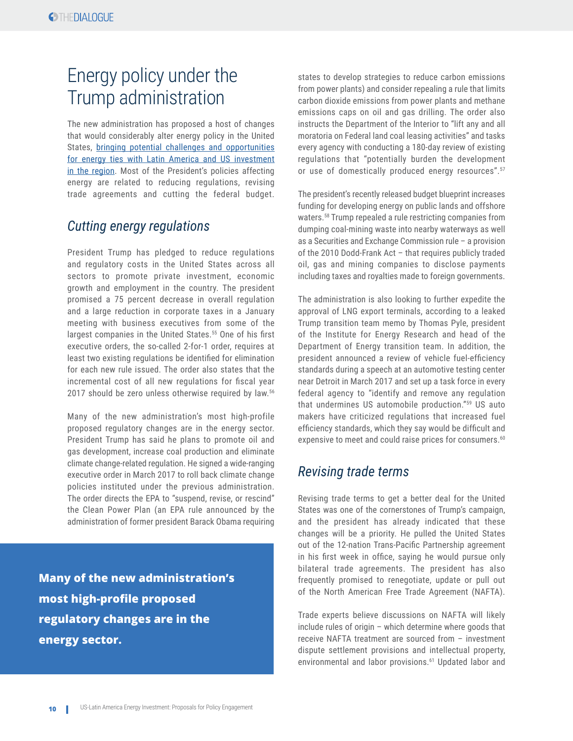# Energy policy under the Trump administration

The new administration has proposed a host of changes that would considerably alter energy policy in the United States, bringing potential challenges and opportunities for energy ties with Latin America and US investment in the region. Most of the President's policies affecting energy are related to reducing regulations, revising trade agreements and cutting the federal budget.

## *Cutting energy regulations*

President Trump has pledged to reduce regulations and regulatory costs in the United States across all sectors to promote private investment, economic growth and employment in the country. The president promised a 75 percent decrease in overall regulation and a large reduction in corporate taxes in a January meeting with business executives from some of the largest companies in the United States.[55] One of his first executive orders, the so-called 2-for-1 order, requires at least two existing regulations be identified for elimination for each new rule issued. The order also states that the incremental cost of all new regulations for fiscal year 2017 should be zero unless otherwise required by law.[56]

Many of the new administration's most high-profile proposed regulatory changes are in the energy sector. President Trump has said he plans to promote oil and gas development, increase coal production and eliminate climate change-related regulation. He signed a wide-ranging executive order in March 2017 to roll back climate change policies instituted under the previous administration. The order directs the EPA to "suspend, revise, or rescind" the Clean Power Plan (an EPA rule announced by the administration of former president Barack Obama requiring states to develop strategies to reduce carbon emissions from power plants) and consider repealing a rule that limits carbon dioxide emissions from power plants and methane emissions caps on oil and gas drilling. The order also instructs the Department of the Interior to "lift any and all moratoria on Federal land coal leasing activities" and tasks every agency with conducting a 180-day review of existing regulations that "potentially burden the development or use of domestically produced energy resources".[57]

**Many of the new administration's most high-profile proposed regulatory changes are in the energy sector.**

The president's recently released budget blueprint increases funding for developing energy on public lands and offshore waters.[58] Trump repealed a rule restricting companies from dumping coal-mining waste into nearby waterways as well as a Securities and Exchange Commission rule – a provision of the 2010 Dodd-Frank Act – that requires publicly traded oil, gas and mining companies to disclose payments including taxes and royalties made to foreign governments.

The administration is also looking to further expedite the approval of LNG export terminals, according to a leaked Trump transition team memo by Thomas Pyle, president of the Institute for Energy Research and head of the Department of Energy transition team. In addition, the president announced a review of vehicle fuel-efficiency standards during a speech at an automotive testing center near Detroit in March 2017 and set up a task force in every federal agency to "identify and remove any regulation that undermines US automobile production."[59] US auto makers have criticized regulations that increased fuel efficiency standards, which they say would be difficult and expensive to meet and could raise prices for consumers.[60]

## *Revising trade terms*

Revising trade terms to get a better deal for the United States was one of the cornerstones of Trump's campaign, and the president has already indicated that these changes will be a priority. He pulled the United States out of the 12-nation Trans-Pacific Partnership agreement in his first week in office, saying he would pursue only bilateral trade agreements. The president has also frequently promised to renegotiate, update or pull out of the North American Free Trade Agreement (NAFTA).

Trade experts believe discussions on NAFTA will likely include rules of origin – which determine where goods that receive NAFTA treatment are sourced from – investment dispute settlement provisions and intellectual property, environmental and labor provisions.[61] Updated labor and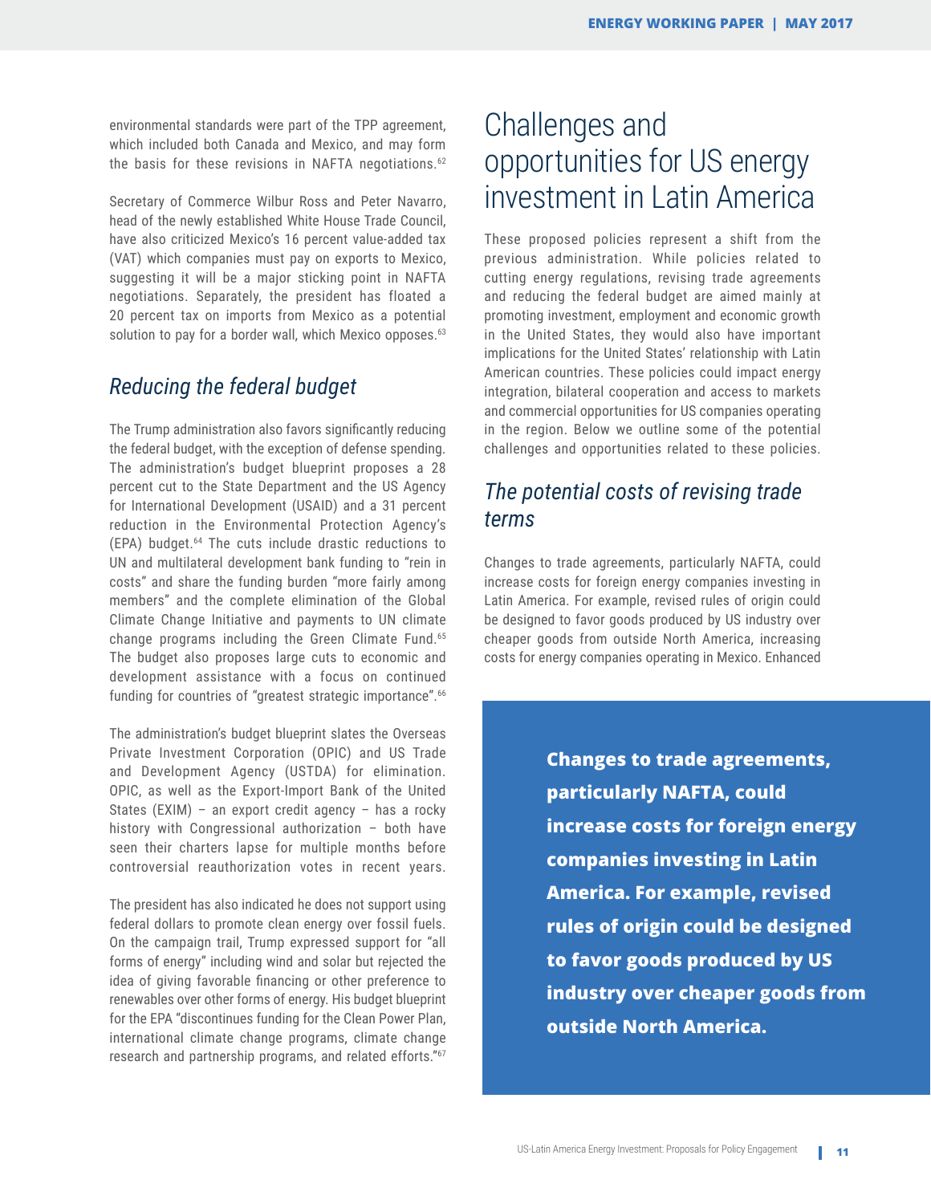environmental standards were part of the TPP agreement, which included both Canada and Mexico, and may form the basis for these revisions in NAFTA negotiations.[62]

Secretary of Commerce Wilbur Ross and Peter Navarro, head of the newly established White House Trade Council, have also criticized Mexico's 16 percent value-added tax (VAT) which companies must pay on exports to Mexico, suggesting it will be a major sticking point in NAFTA negotiations. Separately, the president has floated a 20 percent tax on imports from Mexico as a potential solution to pay for a border wall, which Mexico opposes.[63]

### *Reducing the federal budget*

The Trump administration also favors significantly reducing the federal budget, with the exception of defense spending. The administration's budget blueprint proposes a 28 percent cut to the State Department and the US Agency for International Development (USAID) and a 31 percent reduction in the Environmental Protection Agency's (EPA) budget.[64] The cuts include drastic reductions to UN and multilateral development bank funding to "rein in costs" and share the funding burden "more fairly among members" and the complete elimination of the Global Climate Change Initiative and payments to UN climate change programs including the Green Climate Fund.[65] The budget also proposes large cuts to economic and development assistance with a focus on continued funding for countries of "greatest strategic importance".[66]

The administration's budget blueprint slates the Overseas Private Investment Corporation (OPIC) and US Trade and Development Agency (USTDA) for elimination. OPIC, as well as the Export-Import Bank of the United States (EXIM) – an export credit agency – has a rocky history with Congressional authorization – both have seen their charters lapse for multiple months before controversial reauthorization votes in recent years.

The president has also indicated he does not support using federal dollars to promote clean energy over fossil fuels. On the campaign trail, Trump expressed support for "all forms of energy" including wind and solar but rejected the idea of giving favorable financing or other preference to renewables over other forms of energy. His budget blueprint for the EPA "discontinues funding for the Clean Power Plan, international climate change programs, climate change research and partnership programs, and related efforts."[67]

## Challenges and opportunities for US energy investment in Latin America

These proposed policies represent a shift from the previous administration. While policies related to cutting energy regulations, revising trade agreements and reducing the federal budget are aimed mainly at promoting investment, employment and economic growth in the United States, they would also have important implications for the United States' relationship with Latin American countries. These policies could impact energy integration, bilateral cooperation and access to markets and commercial opportunities for US companies operating in the region. Below we outline some of the potential challenges and opportunities related to these policies.

### *The potential costs of revising trade terms*

Changes to trade agreements, particularly NAFTA, could increase costs for foreign energy companies investing in Latin America. For example, revised rules of origin could be designed to favor goods produced by US industry over cheaper goods from outside North America, increasing costs for energy companies operating in Mexico. Enhanced

**Changes to trade agreements, particularly NAFTA, could increase costs for foreign energy companies investing in Latin America. For example, revised rules of origin could be designed to favor goods produced by US industry over cheaper goods from outside North America.**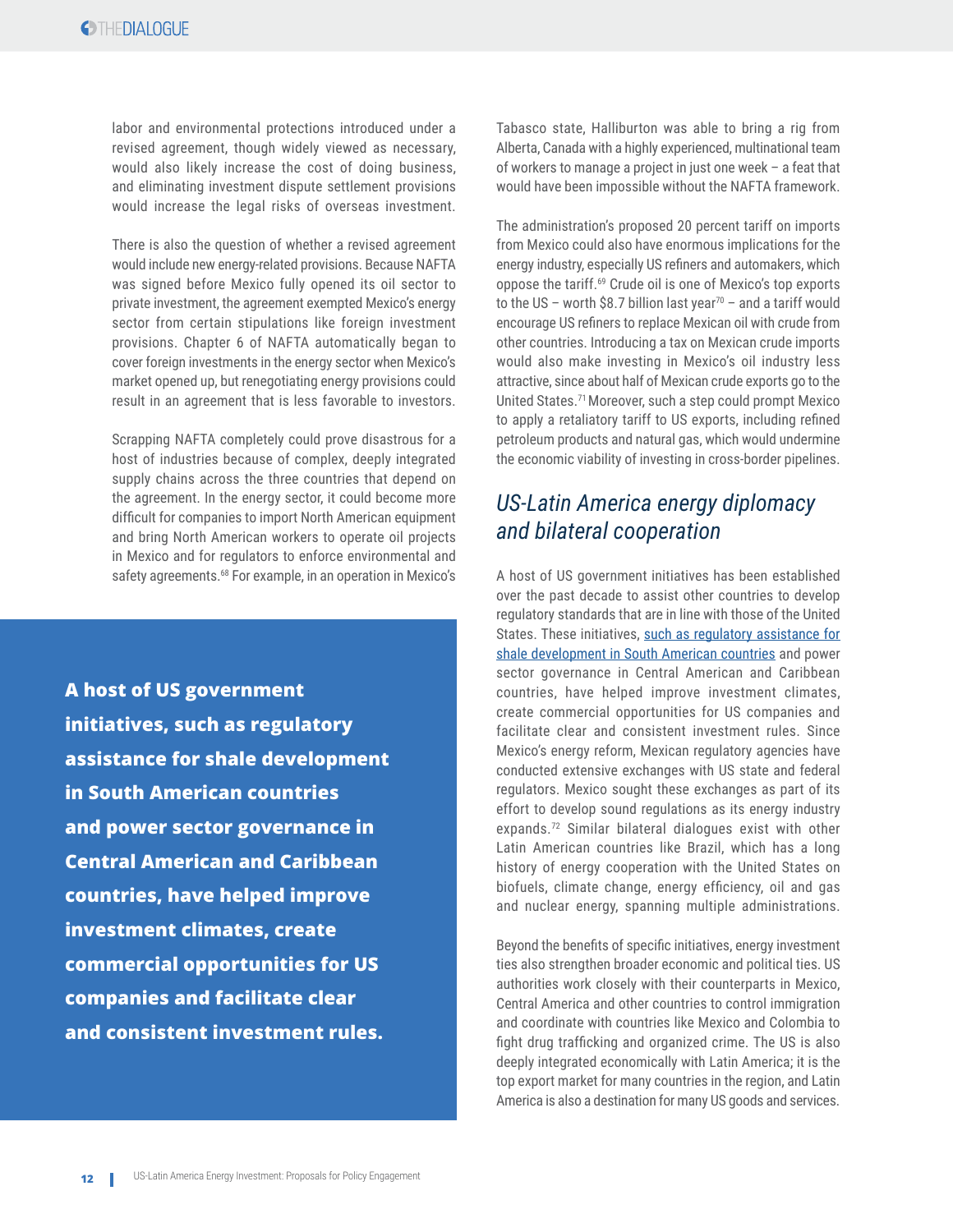labor and environmental protections introduced under a revised agreement, though widely viewed as necessary, would also likely increase the cost of doing business, and eliminating investment dispute settlement provisions would increase the legal risks of overseas investment.

There is also the question of whether a revised agreement would include new energy-related provisions. Because NAFTA was signed before Mexico fully opened its oil sector to private investment, the agreement exempted Mexico's energy sector from certain stipulations like foreign investment provisions. Chapter 6 of NAFTA automatically began to cover foreign investments in the energy sector when Mexico's market opened up, but renegotiating energy provisions could result in an agreement that is less favorable to investors.

Scrapping NAFTA completely could prove disastrous for a host of industries because of complex, deeply integrated supply chains across the three countries that depend on the agreement. In the energy sector, it could become more difficult for companies to import North American equipment and bring North American workers to operate oil projects in Mexico and for regulators to enforce environmental and safety agreements.[68] For example, in an operation in Mexico's Tabasco state, Halliburton was able to bring a rig from Alberta, Canada with a highly experienced, multinational team of workers to manage a project in just one week – a feat that would have been impossible without the NAFTA framework.

The administration's proposed 20 percent tariff on imports from Mexico could also have enormous implications for the energy industry, especially US refiners and automakers, which oppose the tariff.[69] Crude oil is one of Mexico's top exports to the US – worth $8.7 billion last year[70] – and a tariff would encourage US refiners to replace Mexican oil with crude from other countries. Introducing a tax on Mexican crude imports would also make investing in Mexico's oil industry less attractive, since about half of Mexican crude exports go to the United States.[71] Moreover, such a step could prompt Mexico to apply a retaliatory tariff to US exports, including refined petroleum products and natural gas, which would undermine the economic viability of investing in cross-border pipelines.

> **A host of US government initiatives, such as regulatory assistance for shale development in South American countries and power sector governance in Central American and Caribbean countries, have helped improve investment climates, create commercial opportunities for US companies and facilitate clear and consistent investment rules.**

## *US-Latin America energy diplomacy and bilateral cooperation*

A host of US government initiatives has been established over the past decade to assist other countries to develop regulatory standards that are in line with those of the United States. These initiatives, such as regulatory assistance for shale development in South American countries and power sector governance in Central American and Caribbean countries, have helped improve investment climates, create commercial opportunities for US companies and facilitate clear and consistent investment rules. Since Mexico's energy reform, Mexican regulatory agencies have conducted extensive exchanges with US state and federal regulators. Mexico sought these exchanges as part of its effort to develop sound regulations as its energy industry expands.[72] Similar bilateral dialogues exist with other Latin American countries like Brazil, which has a long history of energy cooperation with the United States on biofuels, climate change, energy efficiency, oil and gas and nuclear energy, spanning multiple administrations.

Beyond the benefits of specific initiatives, energy investment ties also strengthen broader economic and political ties. US authorities work closely with their counterparts in Mexico, Central America and other countries to control immigration and coordinate with countries like Mexico and Colombia to fight drug trafficking and organized crime. The US is also deeply integrated economically with Latin America; it is the top export market for many countries in the region, and Latin America is also a destination for many US goods and services.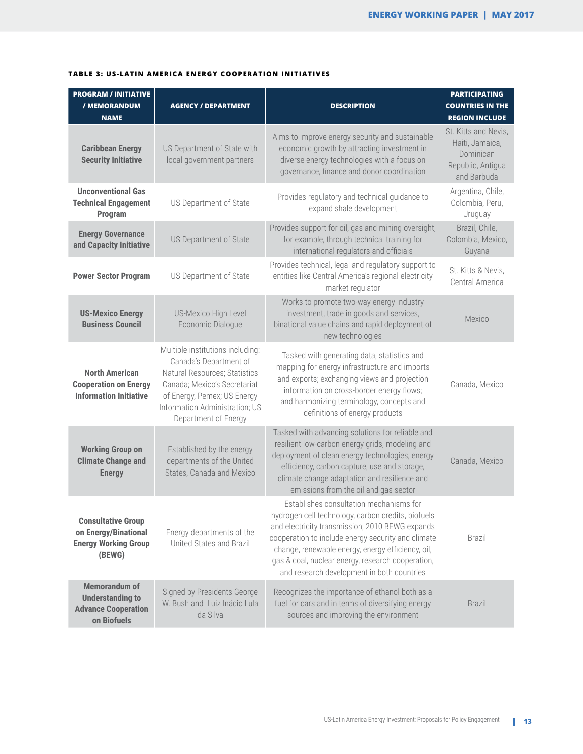**TABLE 3: US-LATIN AMERICA ENERGY COOPERATION INITIATIVES**

| PROGRAM / INITIATIVE / MEMORANDUM NAME | AGENCY / DEPARTMENT | DESCRIPTION | PARTICIPATING COUNTRIES IN THE REGION INCLUDE |
|---|---|---|---|
| **Caribbean Energy Security Initiative** | US Department of State with local government partners | Aims to improve energy security and sustainable economic growth by attracting investment in diverse energy technologies with a focus on governance, finance and donor coordination | St. Kitts and Nevis, Haiti, Jamaica, Dominican Republic, Antigua and Barbuda |
| **Unconventional Gas Technical Engagement Program** | US Department of State | Provides regulatory and technical guidance to expand shale development | Argentina, Chile, Colombia, Peru, Uruguay |
| **Energy Governance and Capacity Initiative** | US Department of State | Provides support for oil, gas and mining oversight, for example, through technical training for international regulators and officials | Brazil, Chile, Colombia, Mexico, Guyana |
| **Power Sector Program** | US Department of State | Provides technical, legal and regulatory support to entities like Central America's regional electricity market regulator | St. Kitts & Nevis, Central America |
| **US-Mexico Energy Business Council** | US-Mexico High Level Economic Dialogue | Works to promote two-way energy industry investment, trade in goods and services, binational value chains and rapid deployment of new technologies | Mexico |
| **North American Cooperation on Energy Information Initiative** | Multiple institutions including: Canada's Department of Natural Resources; Statistics Canada; Mexico's Secretariat of Energy, Pemex; US Energy Information Administration; US Department of Energy | Tasked with generating data, statistics and mapping for energy infrastructure and imports and exports; exchanging views and projection information on cross-border energy flows; and harmonizing terminology, concepts and definitions of energy products | Canada, Mexico |
| **Working Group on Climate Change and Energy** | Established by the energy departments of the United States, Canada and Mexico | Tasked with advancing solutions for reliable and resilient low-carbon energy grids, modeling and deployment of clean energy technologies, energy efficiency, carbon capture, use and storage, climate change adaptation and resilience and emissions from the oil and gas sector | Canada, Mexico |
| **Consultative Group on Energy/Binational Energy Working Group (BEWG)** | Energy departments of the United States and Brazil | Establishes consultation mechanisms for hydrogen cell technology, carbon credits, biofuels and electricity transmission; 2010 BEWG expands cooperation to include energy security and climate change, renewable energy, energy efficiency, oil, gas & coal, nuclear energy, research cooperation, and research development in both countries | Brazil |
| **Memorandum of Understanding to Advance Cooperation on Biofuels** | Signed by Presidents George W. Bush and Luiz Inácio Lula da Silva | Recognizes the importance of ethanol both as a fuel for cars and in terms of diversifying energy sources and improving the environment | Brazil |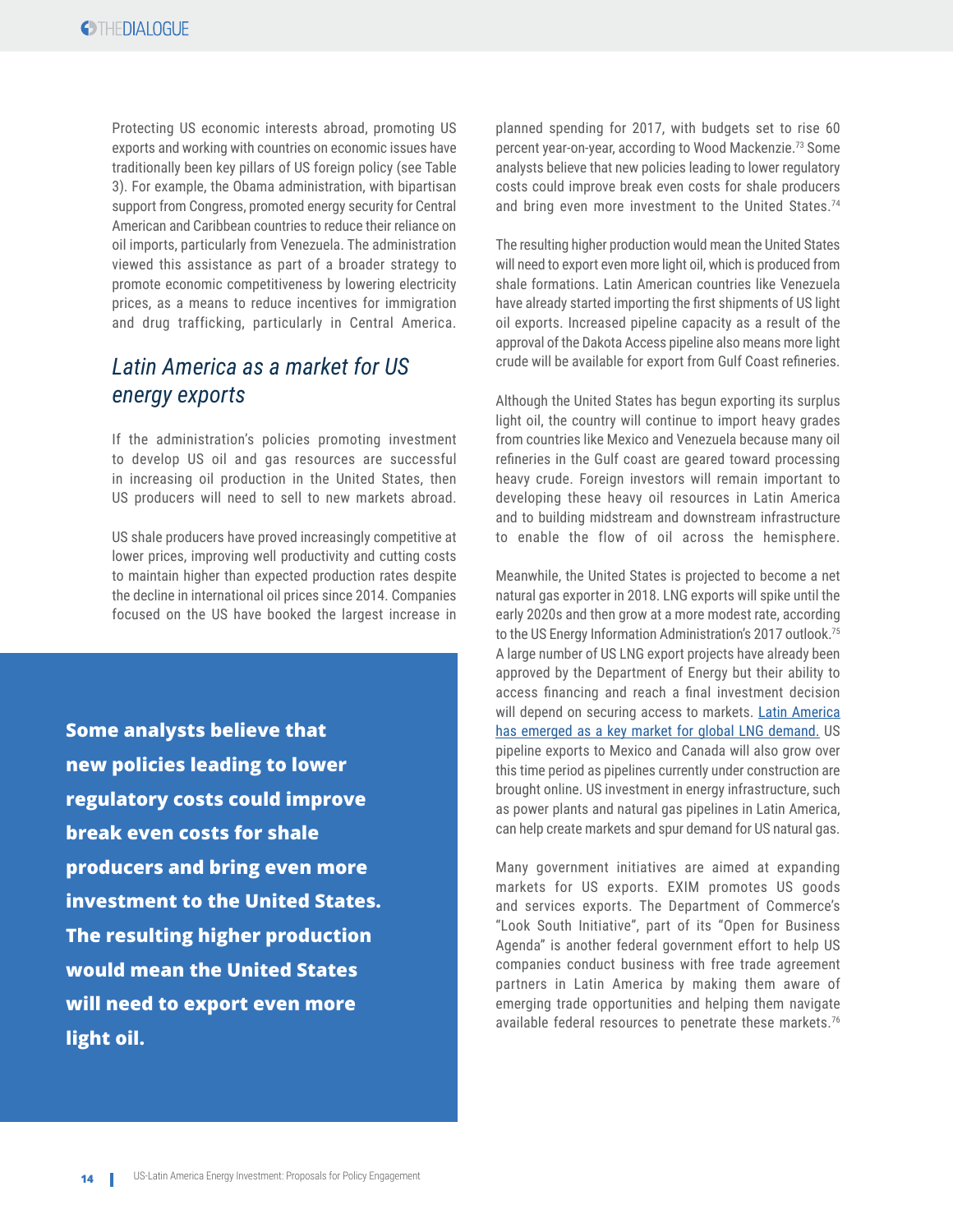Protecting US economic interests abroad, promoting US exports and working with countries on economic issues have traditionally been key pillars of US foreign policy (see Table 3). For example, the Obama administration, with bipartisan support from Congress, promoted energy security for Central American and Caribbean countries to reduce their reliance on oil imports, particularly from Venezuela. The administration viewed this assistance as part of a broader strategy to promote economic competitiveness by lowering electricity prices, as a means to reduce incentives for immigration and drug trafficking, particularly in Central America.

## *Latin America as a market for US energy exports*

If the administration's policies promoting investment to develop US oil and gas resources are successful in increasing oil production in the United States, then US producers will need to sell to new markets abroad.

US shale producers have proved increasingly competitive at lower prices, improving well productivity and cutting costs to maintain higher than expected production rates despite the decline in international oil prices since 2014. Companies focused on the US have booked the largest increase in planned spending for 2017, with budgets set to rise 60 percent year-on-year, according to Wood Mackenzie.[73] Some analysts believe that new policies leading to lower regulatory costs could improve break even costs for shale producers and bring even more investment to the United States.[74]

> **Some analysts believe that new policies leading to lower regulatory costs could improve break even costs for shale producers and bring even more investment to the United States. The resulting higher production would mean the United States will need to export even more light oil.**

The resulting higher production would mean the United States will need to export even more light oil, which is produced from shale formations. Latin American countries like Venezuela have already started importing the first shipments of US light oil exports. Increased pipeline capacity as a result of the approval of the Dakota Access pipeline also means more light crude will be available for export from Gulf Coast refineries.

Although the United States has begun exporting its surplus light oil, the country will continue to import heavy grades from countries like Mexico and Venezuela because many oil refineries in the Gulf coast are geared toward processing heavy crude. Foreign investors will remain important to developing these heavy oil resources in Latin America and to building midstream and downstream infrastructure to enable the flow of oil across the hemisphere.

Meanwhile, the United States is projected to become a net natural gas exporter in 2018. LNG exports will spike until the early 2020s and then grow at a more modest rate, according to the US Energy Information Administration's 2017 outlook.[75] A large number of US LNG export projects have already been approved by the Department of Energy but their ability to access financing and reach a final investment decision will depend on securing access to markets. Latin America has emerged as a key market for global LNG demand. US pipeline exports to Mexico and Canada will also grow over this time period as pipelines currently under construction are brought online. US investment in energy infrastructure, such as power plants and natural gas pipelines in Latin America, can help create markets and spur demand for US natural gas.

Many government initiatives are aimed at expanding markets for US exports. EXIM promotes US goods and services exports. The Department of Commerce's "Look South Initiative", part of its "Open for Business Agenda" is another federal government effort to help US companies conduct business with free trade agreement partners in Latin America by making them aware of emerging trade opportunities and helping them navigate available federal resources to penetrate these markets.[76]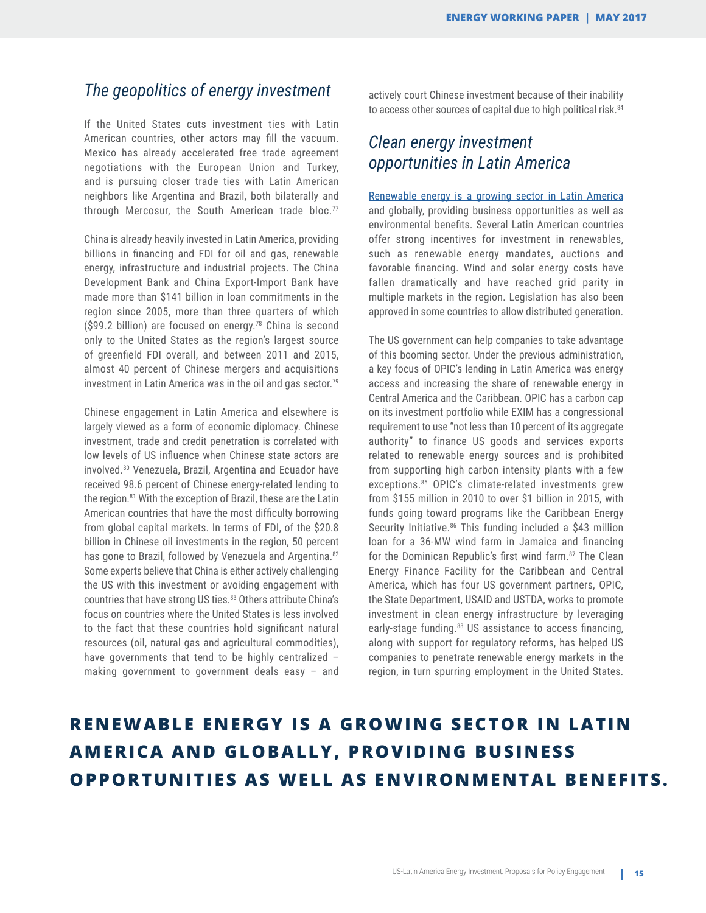## *The geopolitics of energy investment*

If the United States cuts investment ties with Latin American countries, other actors may fill the vacuum. Mexico has already accelerated free trade agreement negotiations with the European Union and Turkey, and is pursuing closer trade ties with Latin American neighbors like Argentina and Brazil, both bilaterally and through Mercosur, the South American trade bloc.[77]

China is already heavily invested in Latin America, providing billions in financing and FDI for oil and gas, renewable energy, infrastructure and industrial projects. The China Development Bank and China Export-Import Bank have made more than $141 billion in loan commitments in the region since 2005, more than three quarters of which ($99.2 billion) are focused on energy.[78] China is second only to the United States as the region's largest source of greenfield FDI overall, and between 2011 and 2015, almost 40 percent of Chinese mergers and acquisitions investment in Latin America was in the oil and gas sector.[79]

Chinese engagement in Latin America and elsewhere is largely viewed as a form of economic diplomacy. Chinese investment, trade and credit penetration is correlated with low levels of US influence when Chinese state actors are involved.[80] Venezuela, Brazil, Argentina and Ecuador have received 98.6 percent of Chinese energy-related lending to the region.[81] With the exception of Brazil, these are the Latin American countries that have the most difficulty borrowing from global capital markets. In terms of FDI, of the $20.8 billion in Chinese oil investments in the region, 50 percent has gone to Brazil, followed by Venezuela and Argentina.[82] Some experts believe that China is either actively challenging the US with this investment or avoiding engagement with countries that have strong US ties.[83] Others attribute China's focus on countries where the United States is less involved to the fact that these countries hold significant natural resources (oil, natural gas and agricultural commodities), have governments that tend to be highly centralized – making government to government deals easy – and actively court Chinese investment because of their inability to access other sources of capital due to high political risk.[84]

## *Clean energy investment opportunities in Latin America*

Renewable energy is a growing sector in Latin America and globally, providing business opportunities as well as environmental benefits. Several Latin American countries offer strong incentives for investment in renewables, such as renewable energy mandates, auctions and favorable financing. Wind and solar energy costs have fallen dramatically and have reached grid parity in multiple markets in the region. Legislation has also been approved in some countries to allow distributed generation.

The US government can help companies to take advantage of this booming sector. Under the previous administration, a key focus of OPIC's lending in Latin America was energy access and increasing the share of renewable energy in Central America and the Caribbean. OPIC has a carbon cap on its investment portfolio while EXIM has a congressional requirement to use "not less than 10 percent of its aggregate authority" to finance US goods and services exports related to renewable energy sources and is prohibited from supporting high carbon intensity plants with a few exceptions.[85] OPIC's climate-related investments grew from $155 million in 2010 to over $1 billion in 2015, with funds going toward programs like the Caribbean Energy Security Initiative.[86] This funding included a $43 million loan for a 36-MW wind farm in Jamaica and financing for the Dominican Republic's first wind farm.[87] The Clean Energy Finance Facility for the Caribbean and Central America, which has four US government partners, OPIC, the State Department, USAID and USTDA, works to promote investment in clean energy infrastructure by leveraging early-stage funding.[88] US assistance to access financing, along with support for regulatory reforms, has helped US companies to penetrate renewable energy markets in the region, in turn spurring employment in the United States.

**RENEWABLE ENERGY IS A GROWING SECTOR IN LATIN AMERICA AND GLOBALLY, PROVIDING BUSINESS OPPORTUNITIES AS WELL AS ENVIRONMENTAL BENEFITS.**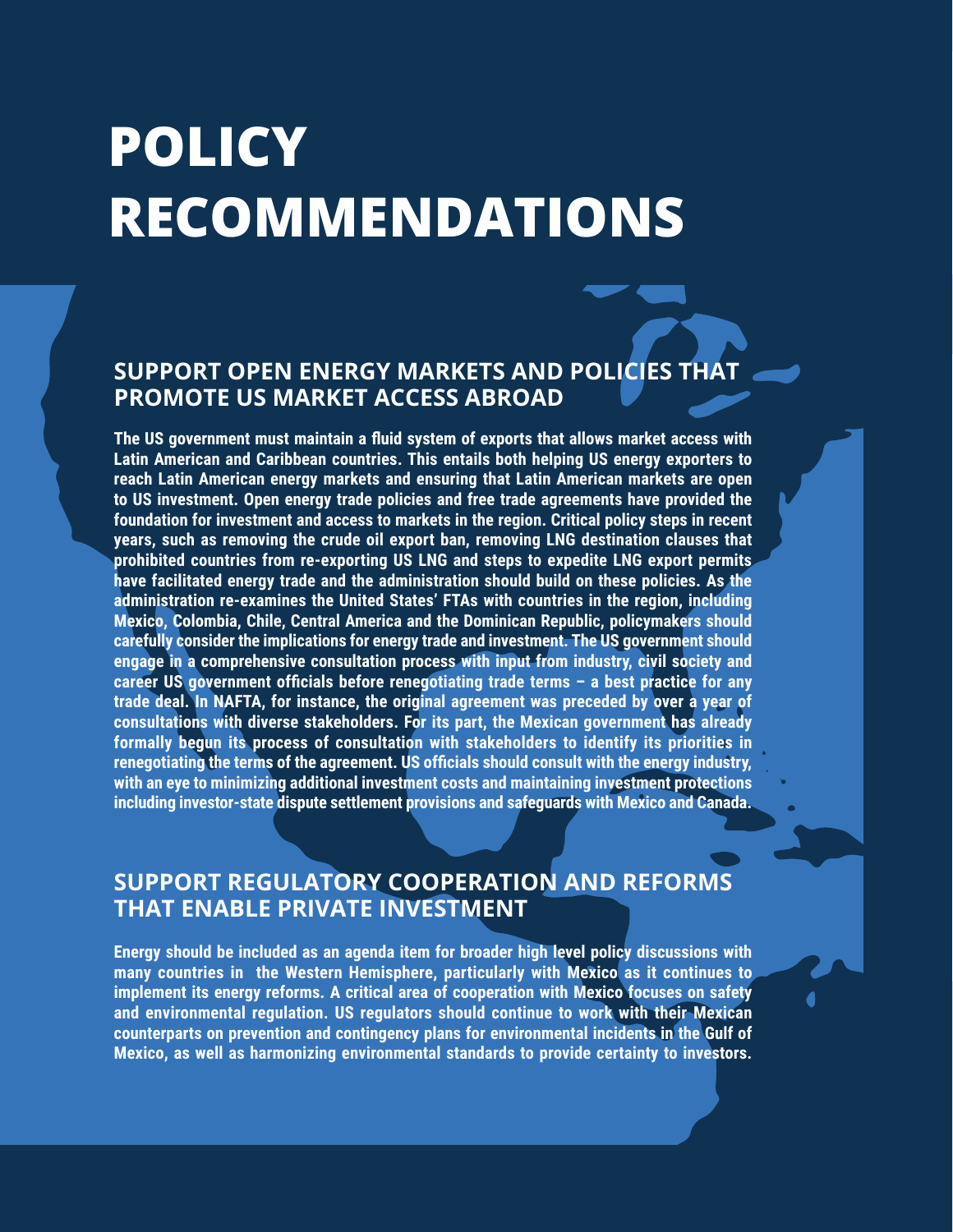# POLICY RECOMMENDATIONS

## SUPPORT OPEN ENERGY MARKETS AND POLICIES THAT PROMOTE US MARKET ACCESS ABROAD

**The US government must maintain a fluid system of exports that allows market access with Latin American and Caribbean countries. This entails both helping US energy exporters to reach Latin American energy markets and ensuring that Latin American markets are open to US investment. Open energy trade policies and free trade agreements have provided the foundation for investment and access to markets in the region. Critical policy steps in recent years, such as removing the crude oil export ban, removing LNG destination clauses that prohibited countries from re-exporting US LNG and steps to expedite LNG export permits have facilitated energy trade and the administration should build on these policies. As the administration re-examines the United States' FTAs with countries in the region, including Mexico, Colombia, Chile, Central America and the Dominican Republic, policymakers should carefully consider the implications for energy trade and investment. The US government should engage in a comprehensive consultation process with input from industry, civil society and career US government officials before renegotiating trade terms – a best practice for any trade deal. In NAFTA, for instance, the original agreement was preceded by over a year of consultations with diverse stakeholders. For its part, the Mexican government has already formally begun its process of consultation with stakeholders to identify its priorities in renegotiating the terms of the agreement. US officials should consult with the energy industry, with an eye to minimizing additional investment costs and maintaining investment protections including investor-state dispute settlement provisions and safeguards with Mexico and Canada.**

## SUPPORT REGULATORY COOPERATION AND REFORMS THAT ENABLE PRIVATE INVESTMENT

**Energy should be included as an agenda item for broader high level policy discussions with many countries in the Western Hemisphere, particularly with Mexico as it continues to implement its energy reforms. A critical area of cooperation with Mexico focuses on safety and environmental regulation. US regulators should continue to work with their Mexican counterparts on prevention and contingency plans for environmental incidents in the Gulf of Mexico, as well as harmonizing environmental standards to provide certainty to investors.**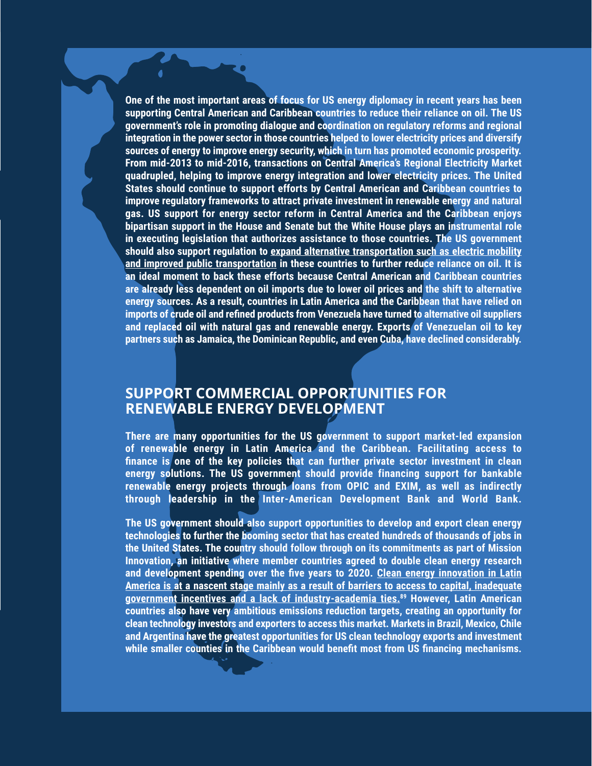One of the most important areas of focus for US energy diplomacy in recent years has been supporting Central American and Caribbean countries to reduce their reliance on oil. The US government's role in promoting dialogue and coordination on regulatory reforms and regional integration in the power sector in those countries helped to lower electricity prices and diversify sources of energy to improve energy security, which in turn has promoted economic prosperity. From mid-2013 to mid-2016, transactions on Central America's Regional Electricity Market quadrupled, helping to improve energy integration and lower electricity prices. The United States should continue to support efforts by Central American and Caribbean countries to improve regulatory frameworks to attract private investment in renewable energy and natural gas. US support for energy sector reform in Central America and the Caribbean enjoys bipartisan support in the House and Senate but the White House plays an instrumental role in executing legislation that authorizes assistance to those countries. The US government should also support regulation to expand alternative transportation such as electric mobility and improved public transportation in these countries to further reduce reliance on oil. It is an ideal moment to back these efforts because Central American and Caribbean countries are already less dependent on oil imports due to lower oil prices and the shift to alternative energy sources. As a result, countries in Latin America and the Caribbean that have relied on imports of crude oil and refined products from Venezuela have turned to alternative oil suppliers and replaced oil with natural gas and renewable energy. Exports of Venezuelan oil to key partners such as Jamaica, the Dominican Republic, and even Cuba, have declined considerably.

## SUPPORT COMMERCIAL OPPORTUNITIES FOR RENEWABLE ENERGY DEVELOPMENT

There are many opportunities for the US government to support market-led expansion of renewable energy in Latin America and the Caribbean. Facilitating access to finance is one of the key policies that can further private sector investment in clean energy solutions. The US government should provide financing support for bankable renewable energy projects through loans from OPIC and EXIM, as well as indirectly through leadership in the Inter-American Development Bank and World Bank.

The US government should also support opportunities to develop and export clean energy technologies to further the booming sector that has created hundreds of thousands of jobs in the United States. The country should follow through on its commitments as part of Mission Innovation, an initiative where member countries agreed to double clean energy research and development spending over the five years to 2020. Clean energy innovation in Latin America is at a nascent stage mainly as a result of barriers to access to capital, inadequate government incentives and a lack of industry-academia ties.[89] However, Latin American countries also have very ambitious emissions reduction targets, creating an opportunity for clean technology investors and exporters to access this market. Markets in Brazil, Mexico, Chile and Argentina have the greatest opportunities for US clean technology exports and investment while smaller counties in the Caribbean would benefit most from US financing mechanisms.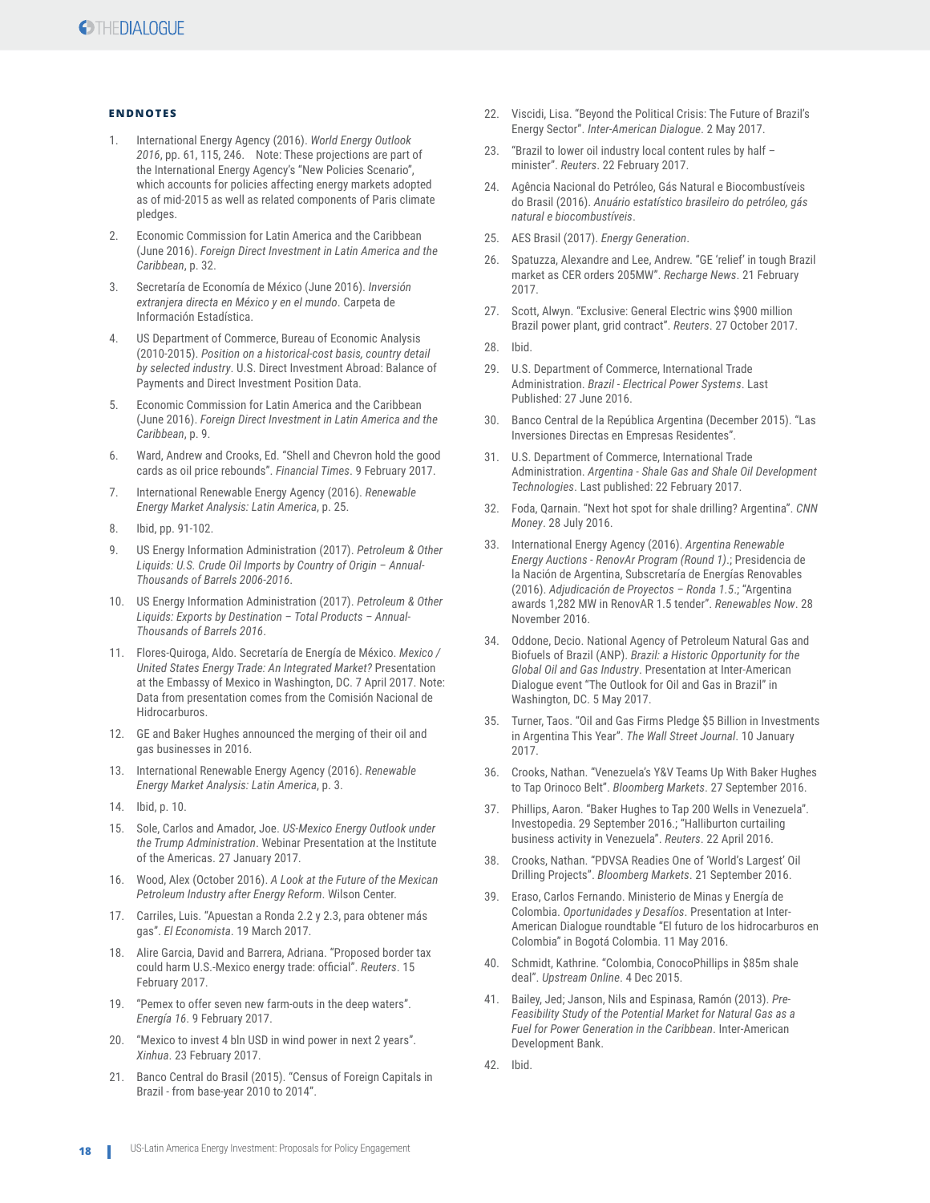## ENDNOTES

1. International Energy Agency (2016). *World Energy Outlook 2016*, pp. 61, 115, 246. Note: These projections are part of the International Energy Agency's "New Policies Scenario", which accounts for policies affecting energy markets adopted as of mid-2015 as well as related components of Paris climate pledges.
2. Economic Commission for Latin America and the Caribbean (June 2016). *Foreign Direct Investment in Latin America and the Caribbean*, p. 32.
3. Secretaría de Economía de México (June 2016). *Inversión extranjera directa en México y en el mundo*. Carpeta de Información Estadística.
4. US Department of Commerce, Bureau of Economic Analysis (2010-2015). *Position on a historical-cost basis, country detail by selected industry*. U.S. Direct Investment Abroad: Balance of Payments and Direct Investment Position Data.
5. Economic Commission for Latin America and the Caribbean (June 2016). *Foreign Direct Investment in Latin America and the Caribbean*, p. 9.
6. Ward, Andrew and Crooks, Ed. "Shell and Chevron hold the good cards as oil price rebounds". *Financial Times*. 9 February 2017.
7. International Renewable Energy Agency (2016). *Renewable Energy Market Analysis: Latin America*, p. 25.
8. Ibid, pp. 91-102.
9. US Energy Information Administration (2017). *Petroleum & Other Liquids: U.S. Crude Oil Imports by Country of Origin – Annual-Thousands of Barrels 2006-2016*.
10. US Energy Information Administration (2017). *Petroleum & Other Liquids: Exports by Destination – Total Products – Annual-Thousands of Barrels 2016*.
11. Flores-Quiroga, Aldo. Secretaría de Energía de México. *Mexico / United States Energy Trade: An Integrated Market?* Presentation at the Embassy of Mexico in Washington, DC. 7 April 2017. Note: Data from presentation comes from the Comisión Nacional de Hidrocarburos.
12. GE and Baker Hughes announced the merging of their oil and gas businesses in 2016.
13. International Renewable Energy Agency (2016). *Renewable Energy Market Analysis: Latin America*, p. 3.
14. Ibid, p. 10.
15. Sole, Carlos and Amador, Joe. *US-Mexico Energy Outlook under the Trump Administration*. Webinar Presentation at the Institute of the Americas. 27 January 2017.
16. Wood, Alex (October 2016). *A Look at the Future of the Mexican Petroleum Industry after Energy Reform*. Wilson Center.
17. Carriles, Luis. "Apuestan a Ronda 2.2 y 2.3, para obtener más gas". *El Economista*. 19 March 2017.
18. Alire Garcia, David and Barrera, Adriana. "Proposed border tax could harm U.S.-Mexico energy trade: official". *Reuters*. 15 February 2017.
19. "Pemex to offer seven new farm-outs in the deep waters". *Energía 16*. 9 February 2017.
20. "Mexico to invest 4 bln USD in wind power in next 2 years". *Xinhua*. 23 February 2017.
21. Banco Central do Brasil (2015). "Census of Foreign Capitals in Brazil - from base-year 2010 to 2014".
22. Viscidi, Lisa. "Beyond the Political Crisis: The Future of Brazil's Energy Sector". *Inter-American Dialogue*. 2 May 2017.
23. "Brazil to lower oil industry local content rules by half – minister". *Reuters*. 22 February 2017.
24. Agência Nacional do Petróleo, Gás Natural e Biocombustíveis do Brasil (2016). *Anuário estatístico brasileiro do petróleo, gás natural e biocombustíveis*.
25. AES Brasil (2017). *Energy Generation*.
26. Spatuzza, Alexandre and Lee, Andrew. "GE 'relief' in tough Brazil market as CER orders 205MW". *Recharge News*. 21 February 2017.
27. Scott, Alwyn. "Exclusive: General Electric wins $900 million Brazil power plant, grid contract". *Reuters*. 27 October 2017.
28. Ibid.
29. U.S. Department of Commerce, International Trade Administration. *Brazil - Electrical Power Systems*. Last Published: 27 June 2016.
30. Banco Central de la República Argentina (December 2015). "Las Inversiones Directas en Empresas Residentes".
31. U.S. Department of Commerce, International Trade Administration. *Argentina - Shale Gas and Shale Oil Development Technologies*. Last published: 22 February 2017.
32. Foda, Qarnain. "Next hot spot for shale drilling? Argentina". *CNN Money*. 28 July 2016.
33. International Energy Agency (2016). *Argentina Renewable Energy Auctions - RenovAr Program (Round 1)*.; Presidencia de la Nación de Argentina, Subscretaría de Energías Renovables (2016). *Adjudicación de Proyectos – Ronda 1.5*.; "Argentina awards 1,282 MW in RenovAR 1.5 tender". *Renewables Now*. 28 November 2016.
34. Oddone, Decio. National Agency of Petroleum Natural Gas and Biofuels of Brazil (ANP). *Brazil: a Historic Opportunity for the Global Oil and Gas Industry*. Presentation at Inter-American Dialogue event "The Outlook for Oil and Gas in Brazil" in Washington, DC. 5 May 2017.
35. Turner, Taos. "Oil and Gas Firms Pledge $5 Billion in Investments in Argentina This Year". *The Wall Street Journal*. 10 January 2017.
36. Crooks, Nathan. "Venezuela's Y&V Teams Up With Baker Hughes to Tap Orinoco Belt". *Bloomberg Markets*. 27 September 2016.
37. Phillips, Aaron. "Baker Hughes to Tap 200 Wells in Venezuela". Investopedia. 29 September 2016.; "Halliburton curtailing business activity in Venezuela". *Reuters*. 22 April 2016.
38. Crooks, Nathan. "PDVSA Readies One of 'World's Largest' Oil Drilling Projects". *Bloomberg Markets*. 21 September 2016.
39. Eraso, Carlos Fernando. Ministerio de Minas y Energía de Colombia. *Oportunidades y Desafíos*. Presentation at Inter-American Dialogue roundtable "El futuro de los hidrocarburos en Colombia" in Bogotá Colombia. 11 May 2016.
40. Schmidt, Kathrine. "Colombia, ConocoPhillips in $85m shale deal". *Upstream Online*. 4 Dec 2015.
41. Bailey, Jed; Janson, Nils and Espinasa, Ramón (2013). *Pre-Feasibility Study of the Potential Market for Natural Gas as a Fuel for Power Generation in the Caribbean*. Inter-American Development Bank.
42. Ibid.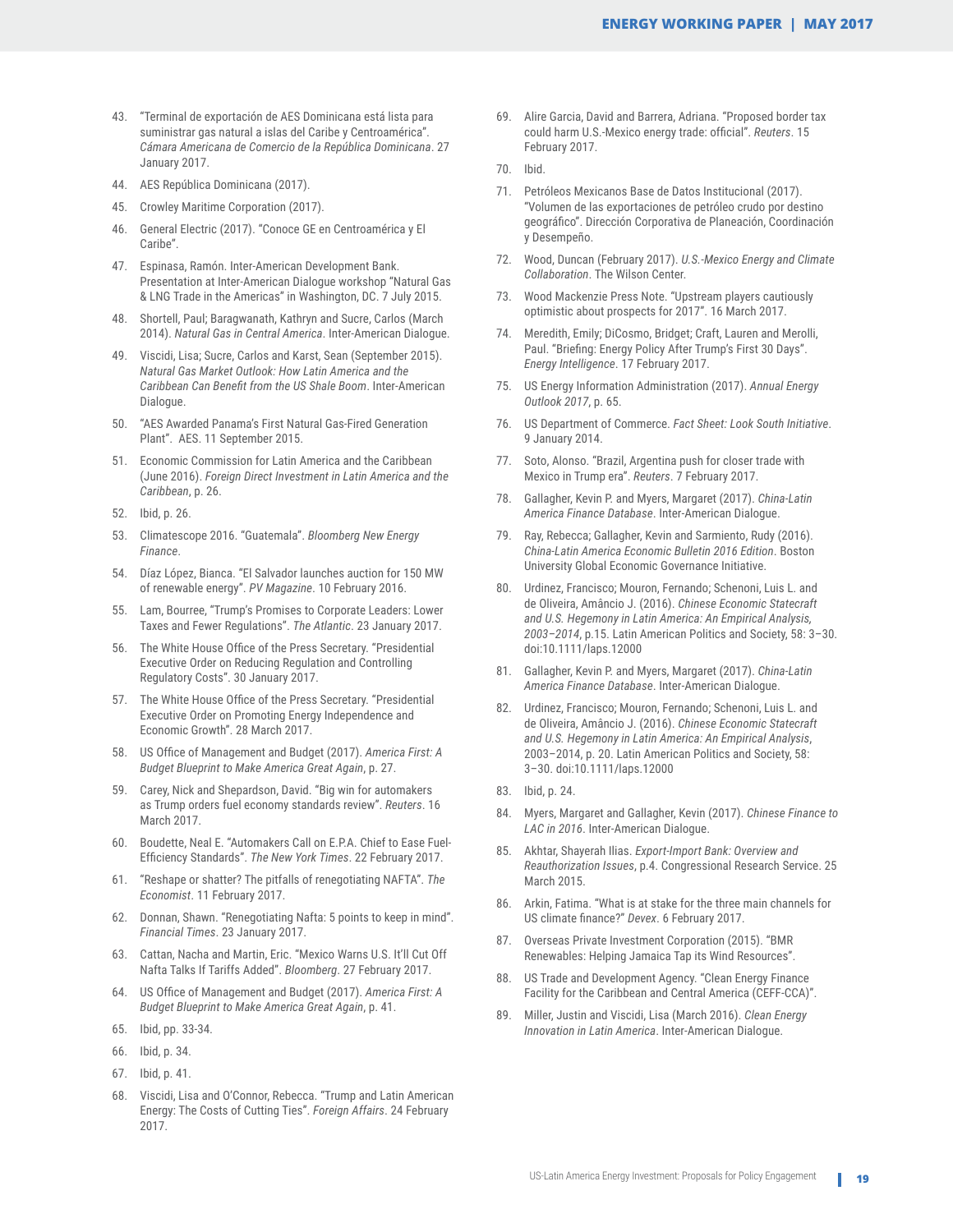43. "Terminal de exportación de AES Dominicana está lista para suministrar gas natural a islas del Caribe y Centroamérica". *Cámara Americana de Comercio de la República Dominicana*. 27 January 2017.
44. AES República Dominicana (2017).
45. Crowley Maritime Corporation (2017).
46. General Electric (2017). "Conoce GE en Centroamérica y El Caribe".
47. Espinasa, Ramón. Inter-American Development Bank. Presentation at Inter-American Dialogue workshop "Natural Gas & LNG Trade in the Americas" in Washington, DC. 7 July 2015.
48. Shortell, Paul; Baragwanath, Kathryn and Sucre, Carlos (March 2014). *Natural Gas in Central America*. Inter-American Dialogue.
49. Viscidi, Lisa; Sucre, Carlos and Karst, Sean (September 2015). *Natural Gas Market Outlook: How Latin America and the Caribbean Can Benefit from the US Shale Boom*. Inter-American Dialogue.
50. "AES Awarded Panama's First Natural Gas-Fired Generation Plant". AES. 11 September 2015.
51. Economic Commission for Latin America and the Caribbean (June 2016). *Foreign Direct Investment in Latin America and the Caribbean*, p. 26.
52. Ibid, p. 26.
53. Climatescope 2016. "Guatemala". *Bloomberg New Energy Finance*.
54. Díaz López, Bianca. "El Salvador launches auction for 150 MW of renewable energy". *PV Magazine*. 10 February 2016.
55. Lam, Bourree, "Trump's Promises to Corporate Leaders: Lower Taxes and Fewer Regulations". *The Atlantic*. 23 January 2017.
56. The White House Office of the Press Secretary. "Presidential Executive Order on Reducing Regulation and Controlling Regulatory Costs". 30 January 2017.
57. The White House Office of the Press Secretary. "Presidential Executive Order on Promoting Energy Independence and Economic Growth". 28 March 2017.
58. US Office of Management and Budget (2017). *America First: A Budget Blueprint to Make America Great Again*, p. 27.
59. Carey, Nick and Shepardson, David. "Big win for automakers as Trump orders fuel economy standards review". *Reuters*. 16 March 2017.
60. Boudette, Neal E. "Automakers Call on E.P.A. Chief to Ease Fuel-Efficiency Standards". *The New York Times*. 22 February 2017.
61. "Reshape or shatter? The pitfalls of renegotiating NAFTA". *The Economist*. 11 February 2017.
62. Donnan, Shawn. "Renegotiating Nafta: 5 points to keep in mind". *Financial Times*. 23 January 2017.
63. Cattan, Nacha and Martin, Eric. "Mexico Warns U.S. It'll Cut Off Nafta Talks If Tariffs Added". *Bloomberg*. 27 February 2017.
64. US Office of Management and Budget (2017). *America First: A Budget Blueprint to Make America Great Again*, p. 41.
65. Ibid, pp. 33-34.
66. Ibid, p. 34.
67. Ibid, p. 41.
68. Viscidi, Lisa and O'Connor, Rebecca. "Trump and Latin American Energy: The Costs of Cutting Ties". *Foreign Affairs*. 24 February 2017.
69. Alire Garcia, David and Barrera, Adriana. "Proposed border tax could harm U.S.-Mexico energy trade: official". *Reuters*. 15 February 2017.
70. Ibid.
71. Petróleos Mexicanos Base de Datos Institucional (2017). "Volumen de las exportaciones de petróleo crudo por destino geográfico". Dirección Corporativa de Planeación, Coordinación y Desempeño.
72. Wood, Duncan (February 2017). *U.S.-Mexico Energy and Climate Collaboration*. The Wilson Center.
73. Wood Mackenzie Press Note. "Upstream players cautiously optimistic about prospects for 2017". 16 March 2017.
74. Meredith, Emily; DiCosmo, Bridget; Craft, Lauren and Merolli, Paul. "Briefing: Energy Policy After Trump's First 30 Days". *Energy Intelligence*. 17 February 2017.
75. US Energy Information Administration (2017). *Annual Energy Outlook 2017*, p. 65.
76. US Department of Commerce. *Fact Sheet: Look South Initiative*. 9 January 2014.
77. Soto, Alonso. "Brazil, Argentina push for closer trade with Mexico in Trump era". *Reuters*. 7 February 2017.
78. Gallagher, Kevin P. and Myers, Margaret (2017). *China-Latin America Finance Database*. Inter-American Dialogue.
79. Ray, Rebecca; Gallagher, Kevin and Sarmiento, Rudy (2016). *China-Latin America Economic Bulletin 2016 Edition*. Boston University Global Economic Governance Initiative.
80. Urdinez, Francisco; Mouron, Fernando; Schenoni, Luis L. and de Oliveira, Amâncio J. (2016). *Chinese Economic Statecraft and U.S. Hegemony in Latin America: An Empirical Analysis, 2003–2014*, p.15. Latin American Politics and Society, 58: 3–30. doi:10.1111/laps.12000
81. Gallagher, Kevin P. and Myers, Margaret (2017). *China-Latin America Finance Database*. Inter-American Dialogue.
82. Urdinez, Francisco; Mouron, Fernando; Schenoni, Luis L. and de Oliveira, Amâncio J. (2016). *Chinese Economic Statecraft and U.S. Hegemony in Latin America: An Empirical Analysis*, 2003–2014, p. 20. Latin American Politics and Society, 58: 3–30. doi:10.1111/laps.12000
83. Ibid, p. 24.
84. Myers, Margaret and Gallagher, Kevin (2017). *Chinese Finance to LAC in 2016*. Inter-American Dialogue.
85. Akhtar, Shayerah Ilias. *Export-Import Bank: Overview and Reauthorization Issues*, p.4. Congressional Research Service. 25 March 2015.
86. Arkin, Fatima. "What is at stake for the three main channels for US climate finance?" *Devex*. 6 February 2017.
87. Overseas Private Investment Corporation (2015). "BMR Renewables: Helping Jamaica Tap its Wind Resources".
88. US Trade and Development Agency. "Clean Energy Finance Facility for the Caribbean and Central America (CEFF-CCA)".
89. Miller, Justin and Viscidi, Lisa (March 2016). *Clean Energy Innovation in Latin America*. Inter-American Dialogue.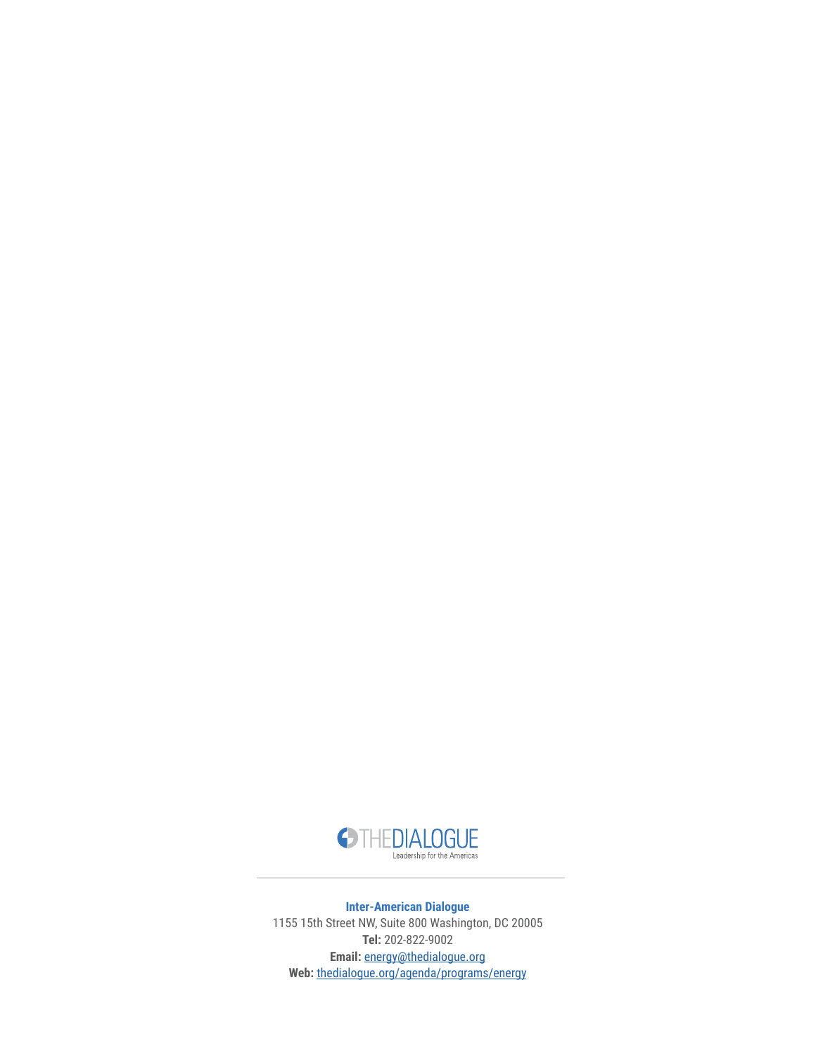THEDIALOGUE
Leadership for the Americas

**Inter-American Dialogue**
1155 15th Street NW, Suite 800 Washington, DC 20005
**Tel:** 202-822-9002
**Email:** energy@thedialogue.org
**Web:** thedialogue.org/agenda/programs/energy